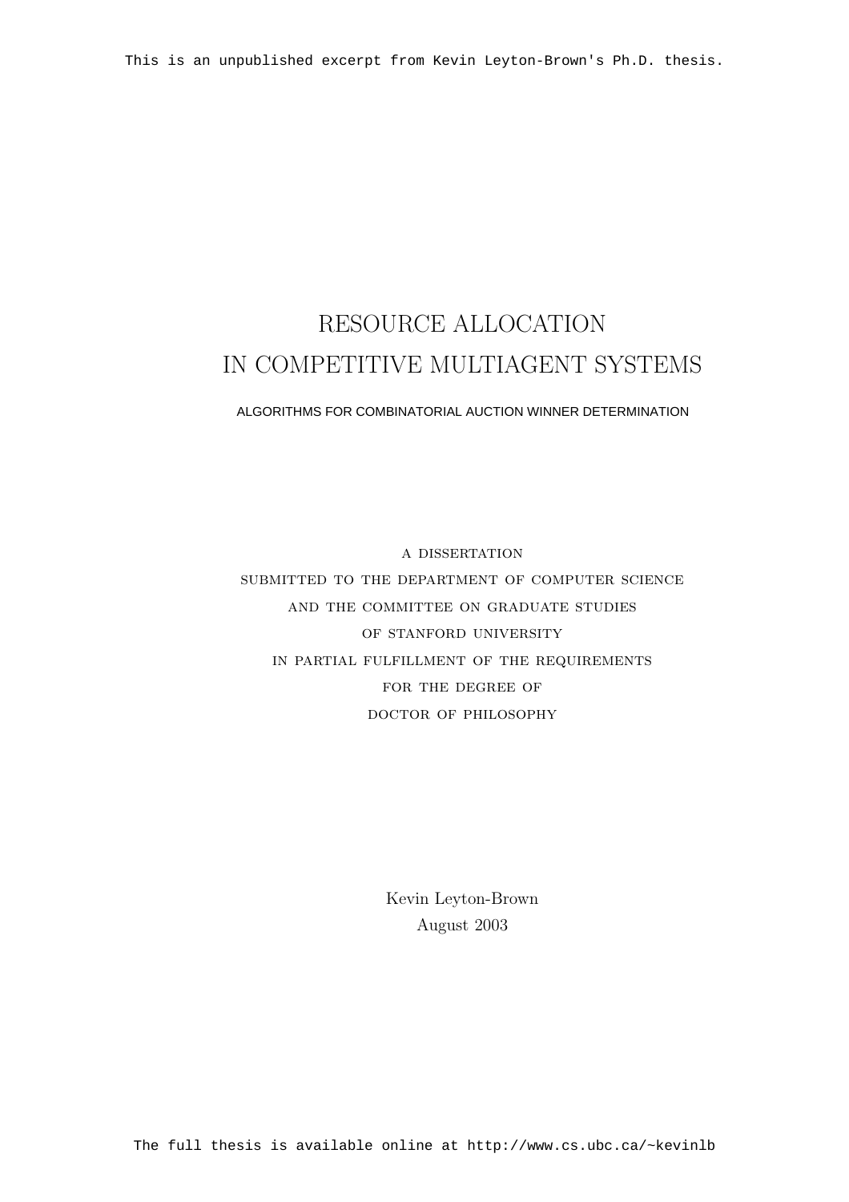This is an unpublished excerpt from Kevin Leyton-Brown's Ph.D. thesis.

# RESOURCE ALLOCATION IN COMPETITIVE MULTIAGENT SYSTEMS

ALGORITHMS FOR COMBINATORIAL AUCTION WINNER DETERMINATION

A DISSERTATION
SUBMITTED TO THE DEPARTMENT OF COMPUTER SCIENCE
AND THE COMMITTEE ON GRADUATE STUDIES
OF STANFORD UNIVERSITY
IN PARTIAL FULFILLMENT OF THE REQUIREMENTS
FOR THE DEGREE OF
DOCTOR OF PHILOSOPHY

Kevin Leyton-Brown
August 2003

The full thesis is available online at http://www.cs.ubc.ca/~kevinlb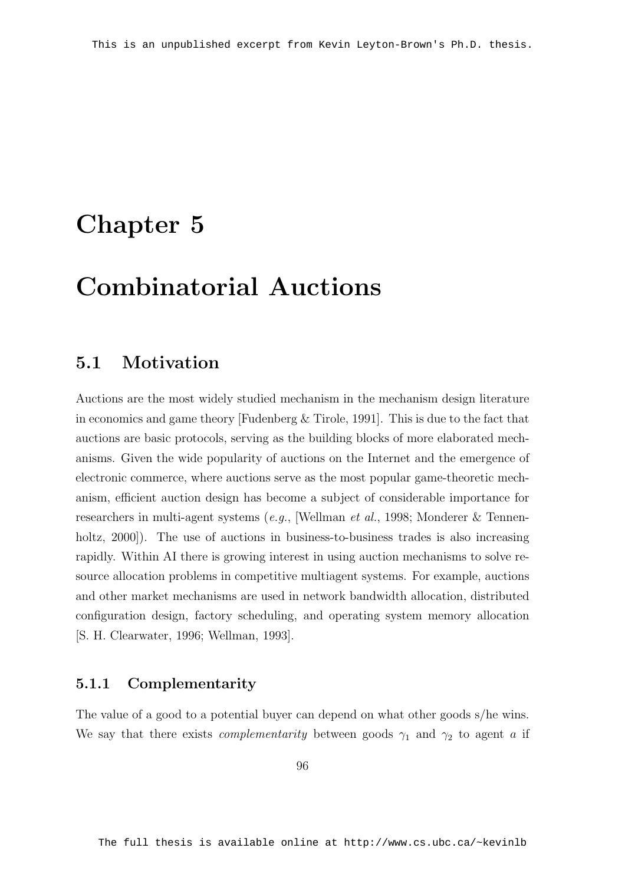# Chapter 5

# Combinatorial Auctions

## 5.1 Motivation

Auctions are the most widely studied mechanism in the mechanism design literature in economics and game theory [Fudenberg & Tirole, 1991]. This is due to the fact that auctions are basic protocols, serving as the building blocks of more elaborated mechanisms. Given the wide popularity of auctions on the Internet and the emergence of electronic commerce, where auctions serve as the most popular game-theoretic mechanism, efficient auction design has become a subject of considerable importance for researchers in multi-agent systems (*e.g.*, [Wellman *et al.*, 1998; Monderer & Tennenholtz, 2000]). The use of auctions in business-to-business trades is also increasing rapidly. Within AI there is growing interest in using auction mechanisms to solve resource allocation problems in competitive multiagent systems. For example, auctions and other market mechanisms are used in network bandwidth allocation, distributed configuration design, factory scheduling, and operating system memory allocation [S. H. Clearwater, 1996; Wellman, 1993].

### 5.1.1 Complementarity

The value of a good to a potential buyer can depend on what other goods s/he wins. We say that there exists *complementarity* between goods $\gamma_1$ and $\gamma_2$ to agent $a$ if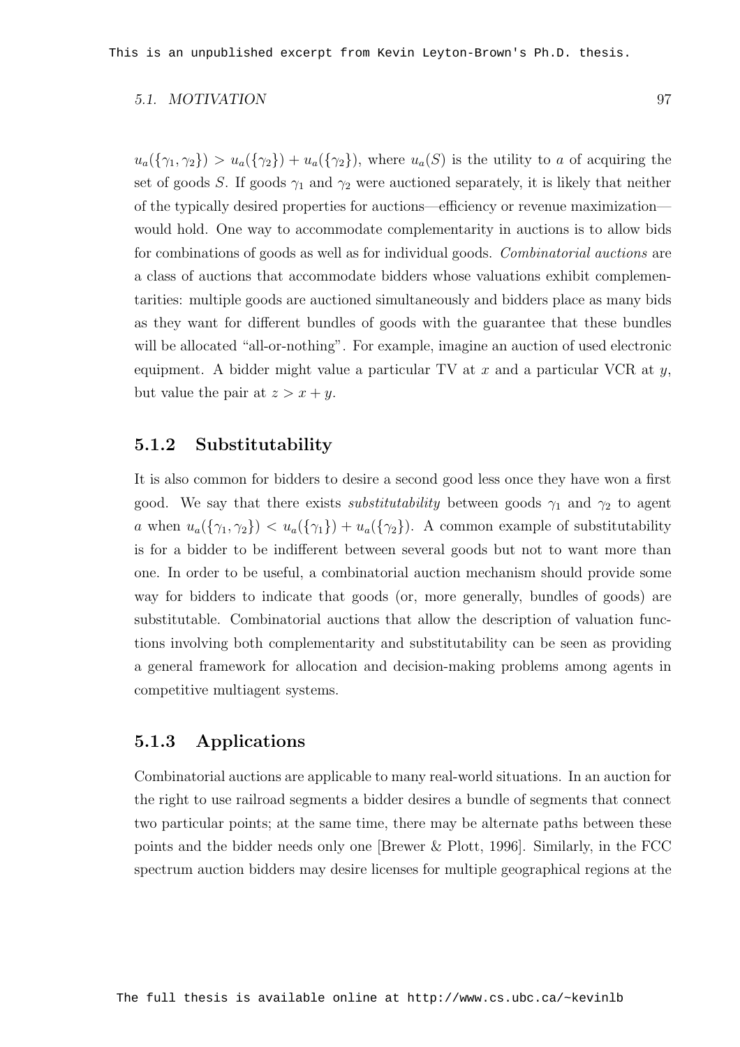$u_a(\{\gamma_1, \gamma_2\}) > u_a(\{\gamma_2\}) + u_a(\{\gamma_2\})$, where $u_a(S)$ is the utility to $a$ of acquiring the set of goods $S$. If goods $\gamma_1$ and $\gamma_2$ were auctioned separately, it is likely that neither of the typically desired properties for auctions—efficiency or revenue maximization—would hold. One way to accommodate complementarity in auctions is to allow bids for combinations of goods as well as for individual goods. *Combinatorial auctions* are a class of auctions that accommodate bidders whose valuations exhibit complementarities: multiple goods are auctioned simultaneously and bidders place as many bids as they want for different bundles of goods with the guarantee that these bundles will be allocated "all-or-nothing". For example, imagine an auction of used electronic equipment. A bidder might value a particular TV at $x$ and a particular VCR at $y$, but value the pair at $z > x + y$.

### 5.1.2 Substitutability

It is also common for bidders to desire a second good less once they have won a first good. We say that there exists *substitutability* between goods $\gamma_1$ and $\gamma_2$ to agent $a$ when $u_a(\{\gamma_1, \gamma_2\}) < u_a(\{\gamma_1\}) + u_a(\{\gamma_2\})$. A common example of substitutability is for a bidder to be indifferent between several goods but not to want more than one. In order to be useful, a combinatorial auction mechanism should provide some way for bidders to indicate that goods (or, more generally, bundles of goods) are substitutable. Combinatorial auctions that allow the description of valuation functions involving both complementarity and substitutability can be seen as providing a general framework for allocation and decision-making problems among agents in competitive multiagent systems.

### 5.1.3 Applications

Combinatorial auctions are applicable to many real-world situations. In an auction for the right to use railroad segments a bidder desires a bundle of segments that connect two particular points; at the same time, there may be alternate paths between these points and the bidder needs only one [Brewer & Plott, 1996]. Similarly, in the FCC spectrum auction bidders may desire licenses for multiple geographical regions at the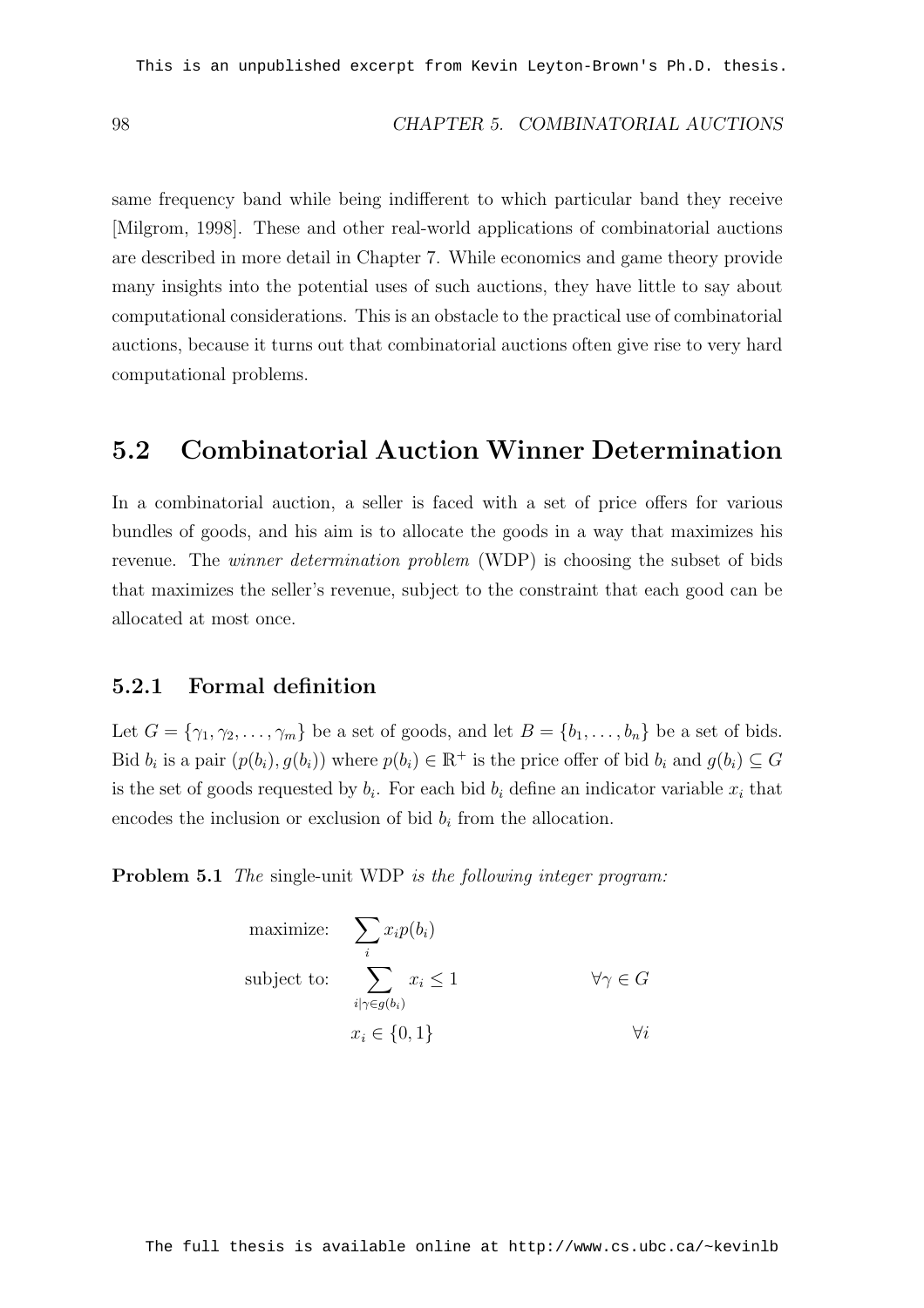same frequency band while being indifferent to which particular band they receive [Milgrom, 1998]. These and other real-world applications of combinatorial auctions are described in more detail in Chapter 7. While economics and game theory provide many insights into the potential uses of such auctions, they have little to say about computational considerations. This is an obstacle to the practical use of combinatorial auctions, because it turns out that combinatorial auctions often give rise to very hard computational problems.

## 5.2 Combinatorial Auction Winner Determination

In a combinatorial auction, a seller is faced with a set of price offers for various bundles of goods, and his aim is to allocate the goods in a way that maximizes his revenue. The *winner determination problem* (WDP) is choosing the subset of bids that maximizes the seller's revenue, subject to the constraint that each good can be allocated at most once.

### 5.2.1 Formal definition

Let $G = \{\gamma_1, \gamma_2, \ldots, \gamma_m\}$ be a set of goods, and let $B = \{b_1, \ldots, b_n\}$ be a set of bids. Bid $b_i$ is a pair $(p(b_i), g(b_i))$ where $p(b_i) \in \mathbb{R}^+$ is the price offer of bid $b_i$ and $g(b_i) \subseteq G$ is the set of goods requested by $b_i$. For each bid $b_i$ define an indicator variable $x_i$ that encodes the inclusion or exclusion of bid $b_i$ from the allocation.

**Problem 5.1** *The* single-unit WDP *is the following integer program:*

$$
\begin{aligned}
\text{maximize:} \quad & \sum_i x_i p(b_i) & \\
\text{subject to:} \quad & \sum_{i | \gamma \in g(b_i)} x_i \leq 1 & \forall \gamma \in G \\
& x_i \in \{0, 1\} & \forall i
\end{aligned}
$$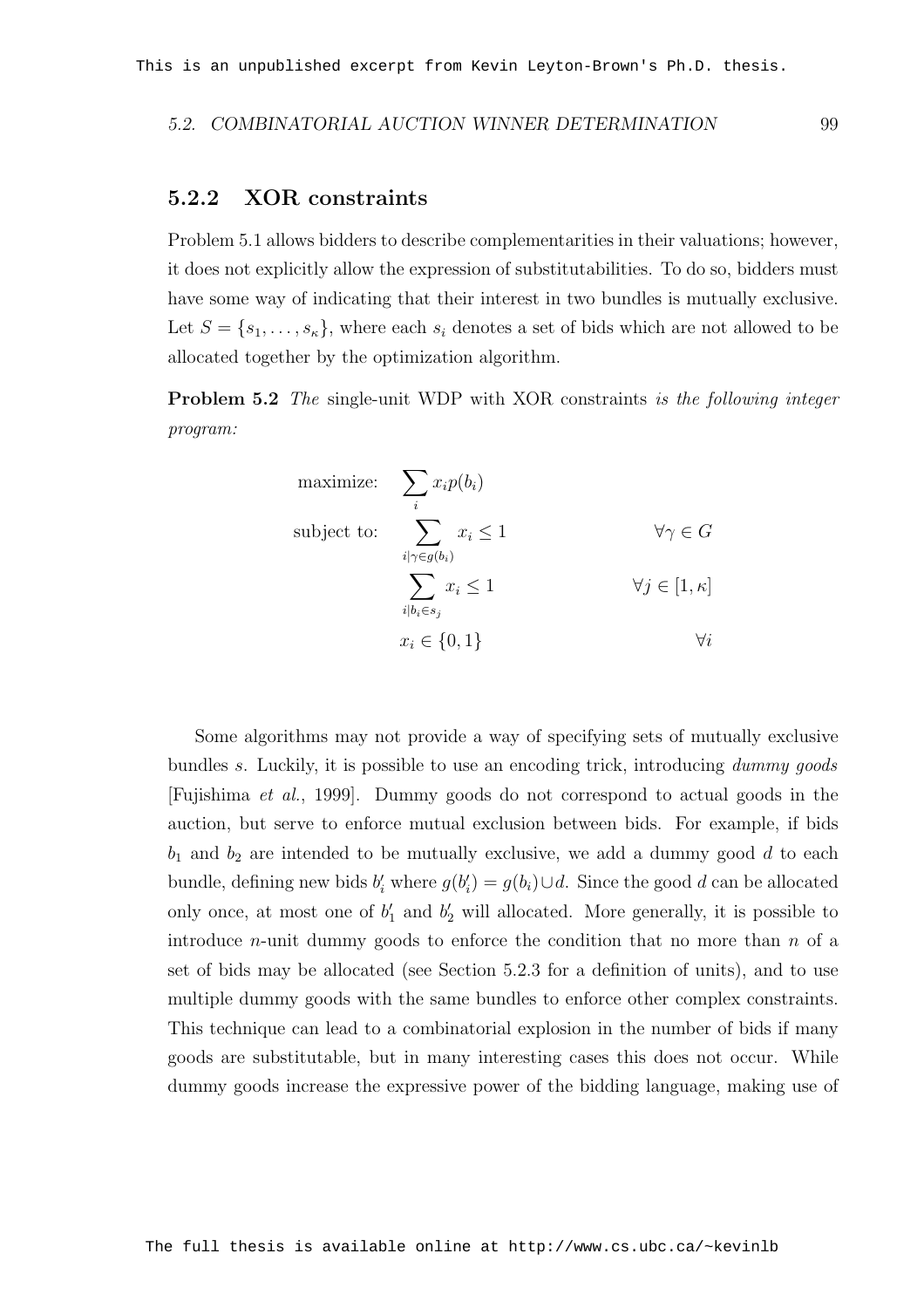### 5.2.2 XOR constraints

Problem 5.1 allows bidders to describe complementarities in their valuations; however, it does not explicitly allow the expression of substitutabilities. To do so, bidders must have some way of indicating that their interest in two bundles is mutually exclusive. Let $S = \{s_1, \ldots, s_\kappa\}$, where each $s_i$ denotes a set of bids which are not allowed to be allocated together by the optimization algorithm.

**Problem 5.2** *The* single-unit WDP with XOR constraints *is the following integer program:*

$$
\begin{aligned}
\text{maximize:} \quad & \sum_i x_i p(b_i) & \\
\text{subject to:} \quad & \sum_{i | \gamma \in g(b_i)} x_i \leq 1 & \forall \gamma \in G \\
& \sum_{i | b_i \in s_j} x_i \leq 1 & \forall j \in [1, \kappa] \\
& x_i \in \{0, 1\} & \forall i
\end{aligned}
$$

Some algorithms may not provide a way of specifying sets of mutually exclusive bundles $s$. Luckily, it is possible to use an encoding trick, introducing *dummy goods* [Fujishima *et al.*, 1999]. Dummy goods do not correspond to actual goods in the auction, but serve to enforce mutual exclusion between bids. For example, if bids $b_1$ and $b_2$ are intended to be mutually exclusive, we add a dummy good $d$ to each bundle, defining new bids $b'_i$ where $g(b'_i) = g(b_i) \cup d$. Since the good $d$ can be allocated only once, at most one of $b'_1$ and $b'_2$ will allocated. More generally, it is possible to introduce $n$-unit dummy goods to enforce the condition that no more than $n$ of a set of bids may be allocated (see Section 5.2.3 for a definition of units), and to use multiple dummy goods with the same bundles to enforce other complex constraints. This technique can lead to a combinatorial explosion in the number of bids if many goods are substitutable, but in many interesting cases this does not occur. While dummy goods increase the expressive power of the bidding language, making use of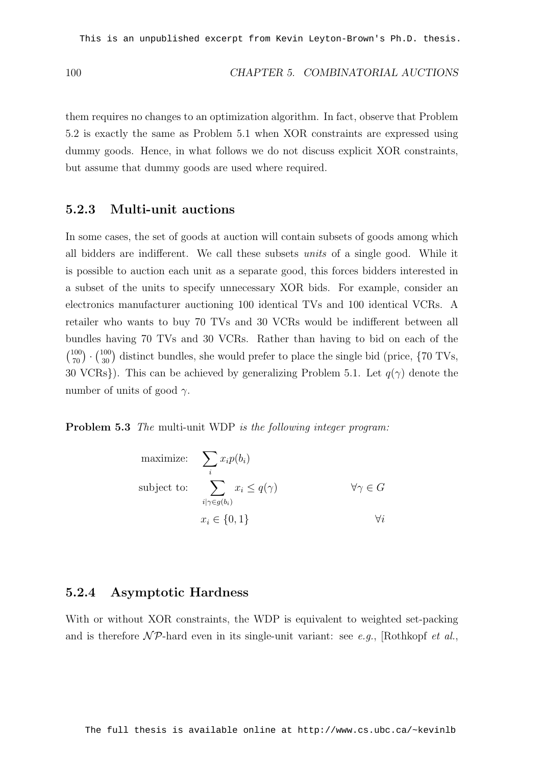them requires no changes to an optimization algorithm. In fact, observe that Problem 5.2 is exactly the same as Problem 5.1 when XOR constraints are expressed using dummy goods. Hence, in what follows we do not discuss explicit XOR constraints, but assume that dummy goods are used where required.

### 5.2.3 Multi-unit auctions

In some cases, the set of goods at auction will contain subsets of goods among which all bidders are indifferent. We call these subsets *units* of a single good. While it is possible to auction each unit as a separate good, this forces bidders interested in a subset of the units to specify unnecessary XOR bids. For example, consider an electronics manufacturer auctioning 100 identical TVs and 100 identical VCRs. A retailer who wants to buy 70 TVs and 30 VCRs would be indifferent between all bundles having 70 TVs and 30 VCRs. Rather than having to bid on each of the $\binom{100}{70} \cdot \binom{100}{30}$ distinct bundles, she would prefer to place the single bid (price, {70 TVs, 30 VCRs}). This can be achieved by generalizing Problem 5.1. Let $q(\gamma)$ denote the number of units of good $\gamma$.

**Problem 5.3** *The* multi-unit WDP *is the following integer program:*

$$
\begin{aligned}
\text{maximize:} \quad & \sum_i x_i p(b_i) & \\
\text{subject to:} \quad & \sum_{i|\gamma \in g(b_i)} x_i \leq q(\gamma) & \forall \gamma \in G \\
& x_i \in \{0, 1\} & \forall i
\end{aligned}
$$

### 5.2.4 Asymptotic Hardness

With or without XOR constraints, the WDP is equivalent to weighted set-packing and is therefore $\mathcal{NP}$-hard even in its single-unit variant: see *e.g.*, [Rothkopf *et al.*,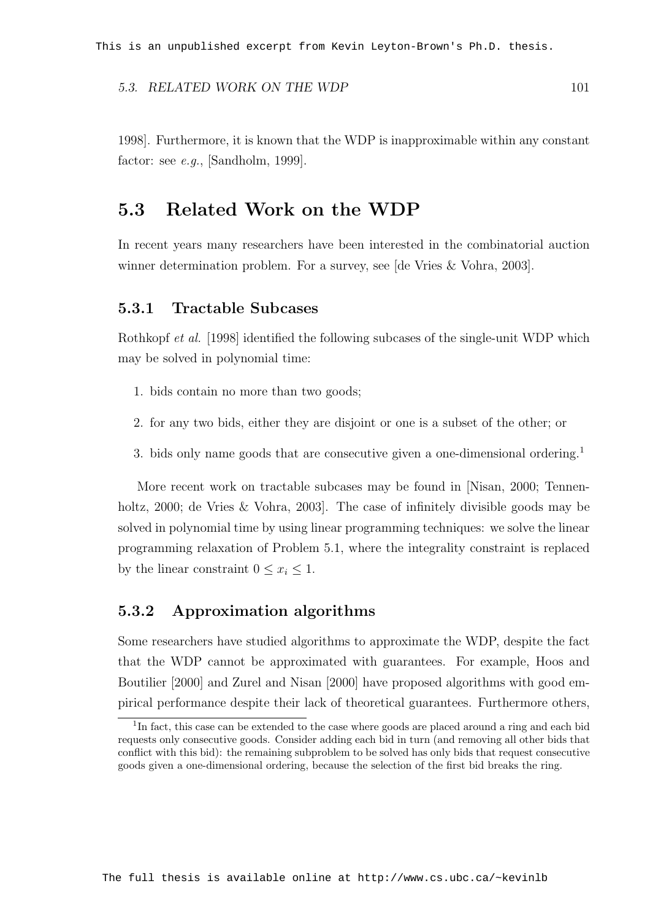1998]. Furthermore, it is known that the WDP is inapproximable within any constant factor: see *e.g.*, [Sandholm, 1999].

## 5.3 Related Work on the WDP

In recent years many researchers have been interested in the combinatorial auction winner determination problem. For a survey, see [de Vries & Vohra, 2003].

### 5.3.1 Tractable Subcases

Rothkopf *et al.* [1998] identified the following subcases of the single-unit WDP which may be solved in polynomial time:

1. bids contain no more than two goods;
2. for any two bids, either they are disjoint or one is a subset of the other; or
3. bids only name goods that are consecutive given a one-dimensional ordering.[1]

More recent work on tractable subcases may be found in [Nisan, 2000; Tennenholtz, 2000; de Vries & Vohra, 2003]. The case of infinitely divisible goods may be solved in polynomial time by using linear programming techniques: we solve the linear programming relaxation of Problem 5.1, where the integrality constraint is replaced by the linear constraint $0 \leq x_i \leq 1$.

### 5.3.2 Approximation algorithms

Some researchers have studied algorithms to approximate the WDP, despite the fact that the WDP cannot be approximated with guarantees. For example, Hoos and Boutilier [2000] and Zurel and Nisan [2000] have proposed algorithms with good empirical performance despite their lack of theoretical guarantees. Furthermore others,

[1] In fact, this case can be extended to the case where goods are placed around a ring and each bid requests only consecutive goods. Consider adding each bid in turn (and removing all other bids that conflict with this bid): the remaining subproblem to be solved has only bids that request consecutive goods given a one-dimensional ordering, because the selection of the first bid breaks the ring.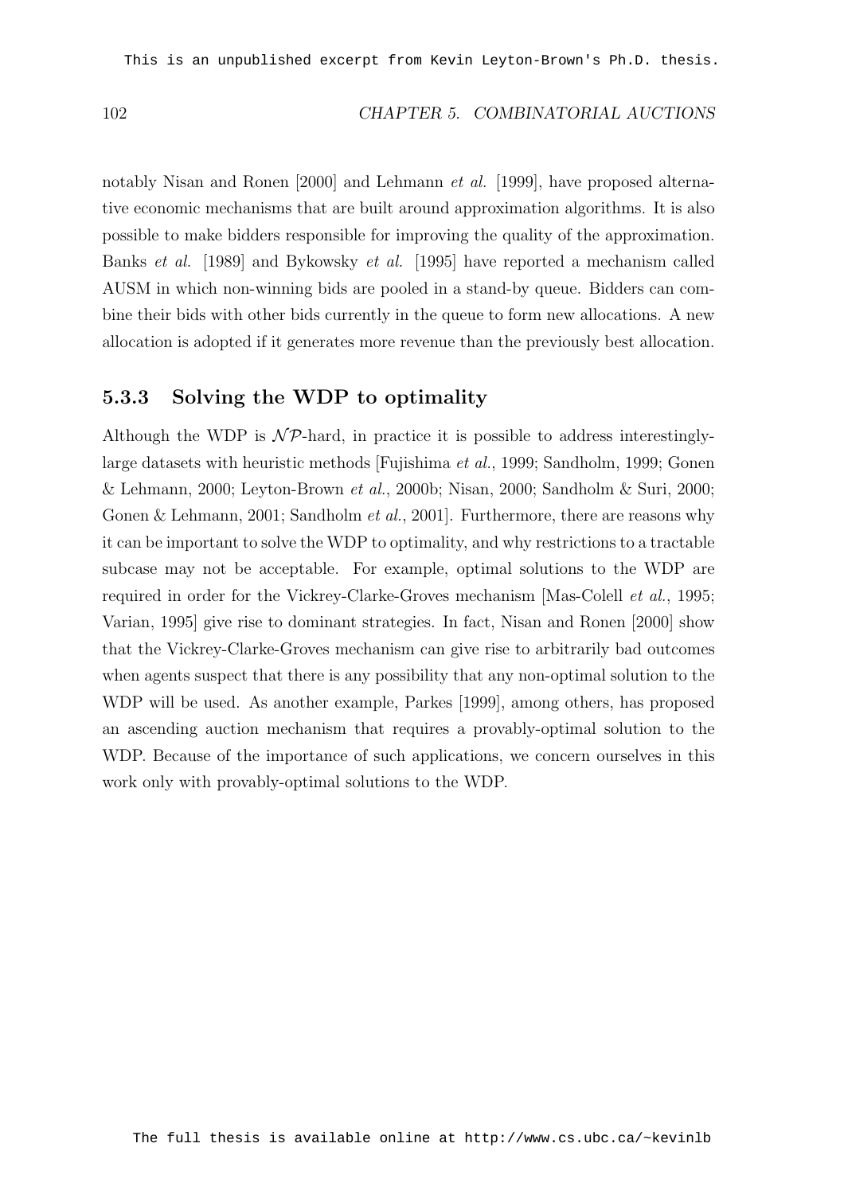notably Nisan and Ronen [2000] and Lehmann *et al.* [1999], have proposed alternative economic mechanisms that are built around approximation algorithms. It is also possible to make bidders responsible for improving the quality of the approximation. Banks *et al.* [1989] and Bykowsky *et al.* [1995] have reported a mechanism called AUSM in which non-winning bids are pooled in a stand-by queue. Bidders can combine their bids with other bids currently in the queue to form new allocations. A new allocation is adopted if it generates more revenue than the previously best allocation.

### 5.3.3 Solving the WDP to optimality

Although the WDP is $\mathcal{NP}$-hard, in practice it is possible to address interestingly-large datasets with heuristic methods [Fujishima *et al.*, 1999; Sandholm, 1999; Gonen & Lehmann, 2000; Leyton-Brown *et al.*, 2000b; Nisan, 2000; Sandholm & Suri, 2000; Gonen & Lehmann, 2001; Sandholm *et al.*, 2001]. Furthermore, there are reasons why it can be important to solve the WDP to optimality, and why restrictions to a tractable subcase may not be acceptable. For example, optimal solutions to the WDP are required in order for the Vickrey-Clarke-Groves mechanism [Mas-Colell *et al.*, 1995; Varian, 1995] give rise to dominant strategies. In fact, Nisan and Ronen [2000] show that the Vickrey-Clarke-Groves mechanism can give rise to arbitrarily bad outcomes when agents suspect that there is any possibility that any non-optimal solution to the WDP will be used. As another example, Parkes [1999], among others, has proposed an ascending auction mechanism that requires a provably-optimal solution to the WDP. Because of the importance of such applications, we concern ourselves in this work only with provably-optimal solutions to the WDP.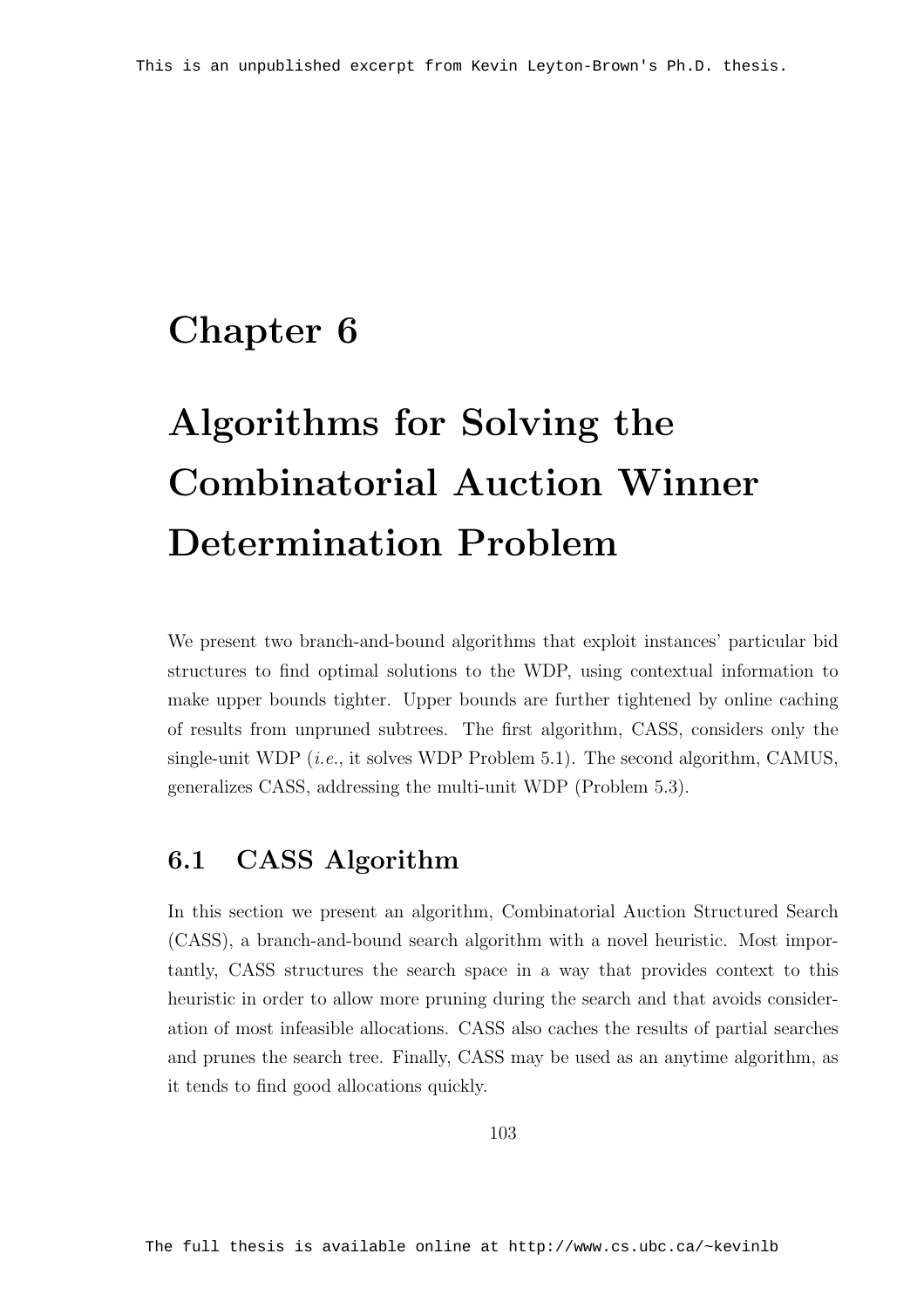# Chapter 6

# Algorithms for Solving the Combinatorial Auction Winner Determination Problem

We present two branch-and-bound algorithms that exploit instances' particular bid structures to find optimal solutions to the WDP, using contextual information to make upper bounds tighter. Upper bounds are further tightened by online caching of results from unpruned subtrees. The first algorithm, CASS, considers only the single-unit WDP (*i.e.*, it solves WDP Problem 5.1). The second algorithm, CAMUS, generalizes CASS, addressing the multi-unit WDP (Problem 5.3).

## 6.1 CASS Algorithm

In this section we present an algorithm, Combinatorial Auction Structured Search (CASS), a branch-and-bound search algorithm with a novel heuristic. Most importantly, CASS structures the search space in a way that provides context to this heuristic in order to allow more pruning during the search and that avoids consideration of most infeasible allocations. CASS also caches the results of partial searches and prunes the search tree. Finally, CASS may be used as an anytime algorithm, as it tends to find good allocations quickly.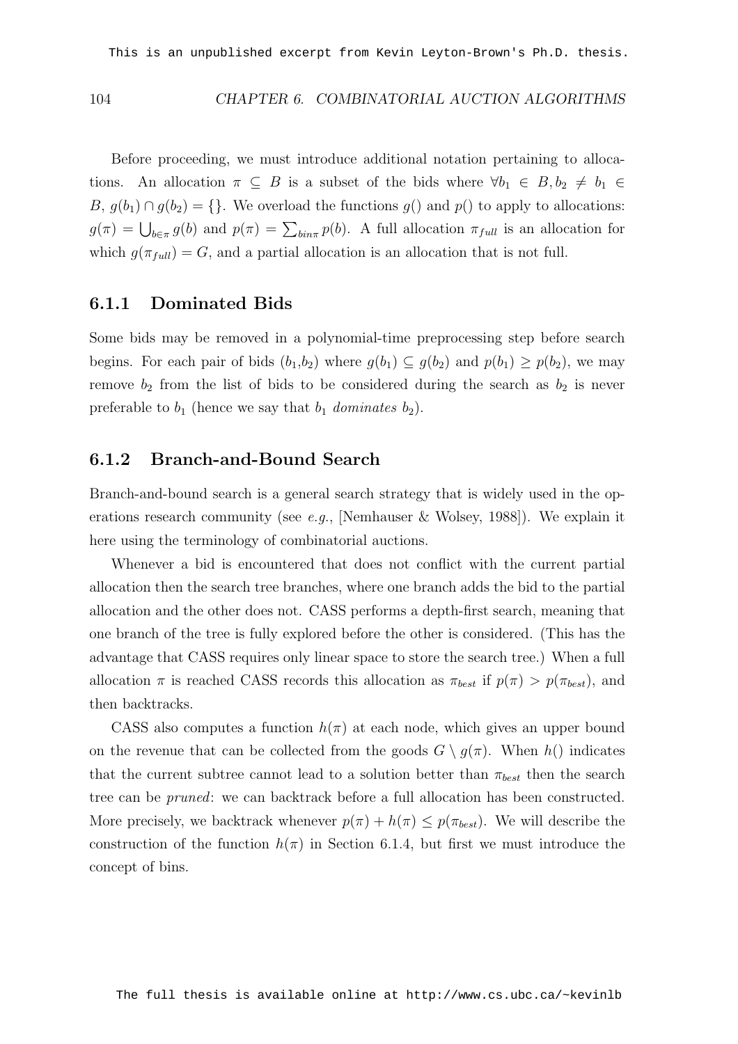Before proceeding, we must introduce additional notation pertaining to allocations. An allocation $\pi \subseteq B$ is a subset of the bids where $\forall b_1 \in B, b_2 \neq b_1 \in B$, $g(b_1) \cap g(b_2) = \{\}$. We overload the functions $g()$ and $p()$ to apply to allocations: $g(\pi) = \bigcup_{b \in \pi} g(b)$ and $p(\pi) = \sum_{b in \pi} p(b)$. A full allocation $\pi_{full}$ is an allocation for which $g(\pi_{full}) = G$, and a partial allocation is an allocation that is not full.

### 6.1.1 Dominated Bids

Some bids may be removed in a polynomial-time preprocessing step before search begins. For each pair of bids $(b_1, b_2)$ where $g(b_1) \subseteq g(b_2)$ and $p(b_1) \geq p(b_2)$, we may remove $b_2$ from the list of bids to be considered during the search as $b_2$ is never preferable to $b_1$ (hence we say that $b_1$ *dominates* $b_2$).

### 6.1.2 Branch-and-Bound Search

Branch-and-bound search is a general search strategy that is widely used in the operations research community (see *e.g.*, [Nemhauser & Wolsey, 1988]). We explain it here using the terminology of combinatorial auctions.

Whenever a bid is encountered that does not conflict with the current partial allocation then the search tree branches, where one branch adds the bid to the partial allocation and the other does not. CASS performs a depth-first search, meaning that one branch of the tree is fully explored before the other is considered. (This has the advantage that CASS requires only linear space to store the search tree.) When a full allocation $\pi$ is reached CASS records this allocation as $\pi_{best}$ if $p(\pi) > p(\pi_{best})$, and then backtracks.

CASS also computes a function $h(\pi)$ at each node, which gives an upper bound on the revenue that can be collected from the goods $G \setminus g(\pi)$. When $h()$ indicates that the current subtree cannot lead to a solution better than $\pi_{best}$ then the search tree can be *pruned*: we can backtrack before a full allocation has been constructed. More precisely, we backtrack whenever $p(\pi) + h(\pi) \leq p(\pi_{best})$. We will describe the construction of the function $h(\pi)$ in Section 6.1.4, but first we must introduce the concept of bins.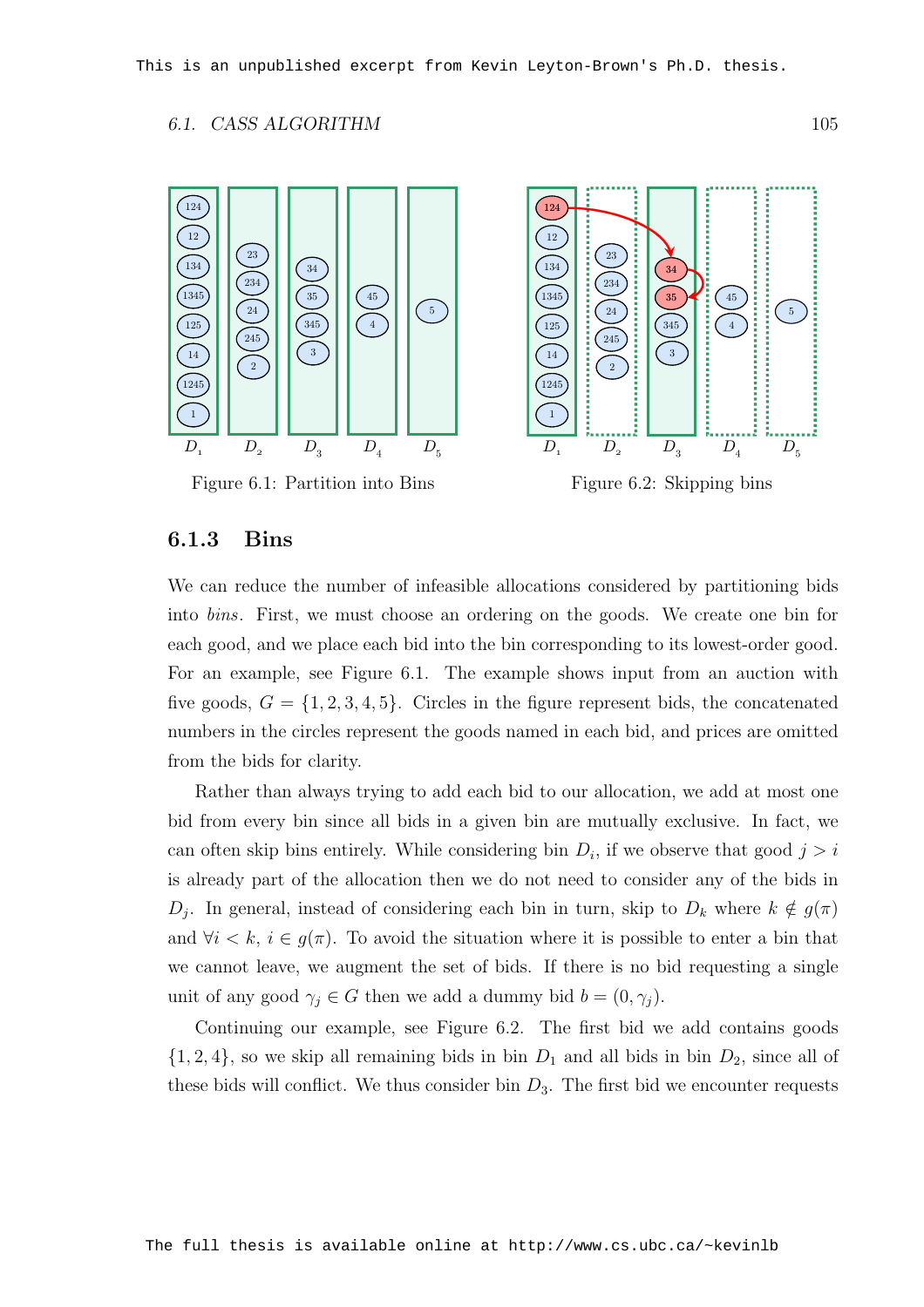Figure 6.1: Partition into Bins

Figure 6.2: Skipping bins

### 6.1.3 Bins

We can reduce the number of infeasible allocations considered by partitioning bids into *bins*. First, we must choose an ordering on the goods. We create one bin for each good, and we place each bid into the bin corresponding to its lowest-order good. For an example, see Figure 6.1. The example shows input from an auction with five goods, $G = \{1, 2, 3, 4, 5\}$. Circles in the figure represent bids, the concatenated numbers in the circles represent the goods named in each bid, and prices are omitted from the bids for clarity.

Rather than always trying to add each bid to our allocation, we add at most one bid from every bin since all bids in a given bin are mutually exclusive. In fact, we can often skip bins entirely. While considering bin $D_i$, if we observe that good $j > i$ is already part of the allocation then we do not need to consider any of the bids in $D_j$. In general, instead of considering each bin in turn, skip to $D_k$ where $k \notin g(\pi)$ and $\forall i < k$, $i \in g(\pi)$. To avoid the situation where it is possible to enter a bin that we cannot leave, we augment the set of bids. If there is no bid requesting a single unit of any good $\gamma_j \in G$ then we add a dummy bid $b = (0, \gamma_j)$.

Continuing our example, see Figure 6.2. The first bid we add contains goods $\{1, 2, 4\}$, so we skip all remaining bids in bin $D_1$ and all bids in bin $D_2$, since all of these bids will conflict. We thus consider bin $D_3$. The first bid we encounter requests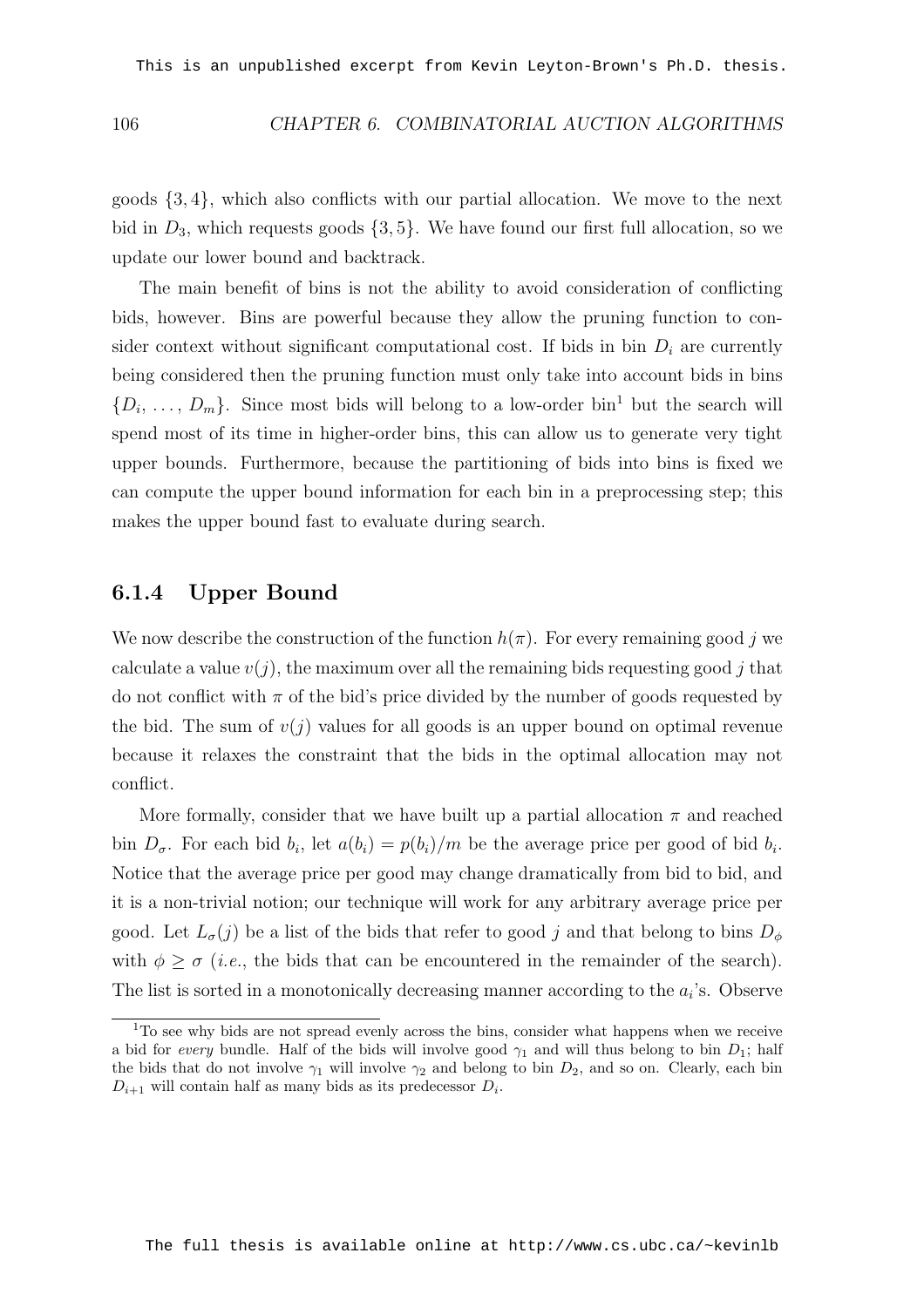goods $\{3, 4\}$, which also conflicts with our partial allocation. We move to the next bid in $D_3$, which requests goods $\{3, 5\}$. We have found our first full allocation, so we update our lower bound and backtrack.

The main benefit of bins is not the ability to avoid consideration of conflicting bids, however. Bins are powerful because they allow the pruning function to consider context without significant computational cost. If bids in bin $D_i$ are currently being considered then the pruning function must only take into account bids in bins $\{D_i, \ldots, D_m\}$. Since most bids will belong to a low-order bin[1] but the search will spend most of its time in higher-order bins, this can allow us to generate very tight upper bounds. Furthermore, because the partitioning of bids into bins is fixed we can compute the upper bound information for each bin in a preprocessing step; this makes the upper bound fast to evaluate during search.

### 6.1.4 Upper Bound

We now describe the construction of the function $h(\pi)$. For every remaining good $j$ we calculate a value $v(j)$, the maximum over all the remaining bids requesting good $j$ that do not conflict with $\pi$ of the bid's price divided by the number of goods requested by the bid. The sum of $v(j)$ values for all goods is an upper bound on optimal revenue because it relaxes the constraint that the bids in the optimal allocation may not conflict.

More formally, consider that we have built up a partial allocation $\pi$ and reached bin $D_\sigma$. For each bid $b_i$, let $a(b_i) = p(b_i)/m$ be the average price per good of bid $b_i$. Notice that the average price per good may change dramatically from bid to bid, and it is a non-trivial notion; our technique will work for any arbitrary average price per good. Let $L_\sigma(j)$ be a list of the bids that refer to good $j$ and that belong to bins $D_\phi$ with $\phi \geq \sigma$ (*i.e.*, the bids that can be encountered in the remainder of the search). The list is sorted in a monotonically decreasing manner according to the $a_i$'s. Observe

[1] To see why bids are not spread evenly across the bins, consider what happens when we receive a bid for *every* bundle. Half of the bids will involve good $\gamma_1$ and will thus belong to bin $D_1$; half the bids that do not involve $\gamma_1$ will involve $\gamma_2$ and belong to bin $D_2$, and so on. Clearly, each bin $D_{i+1}$ will contain half as many bids as its predecessor $D_i$.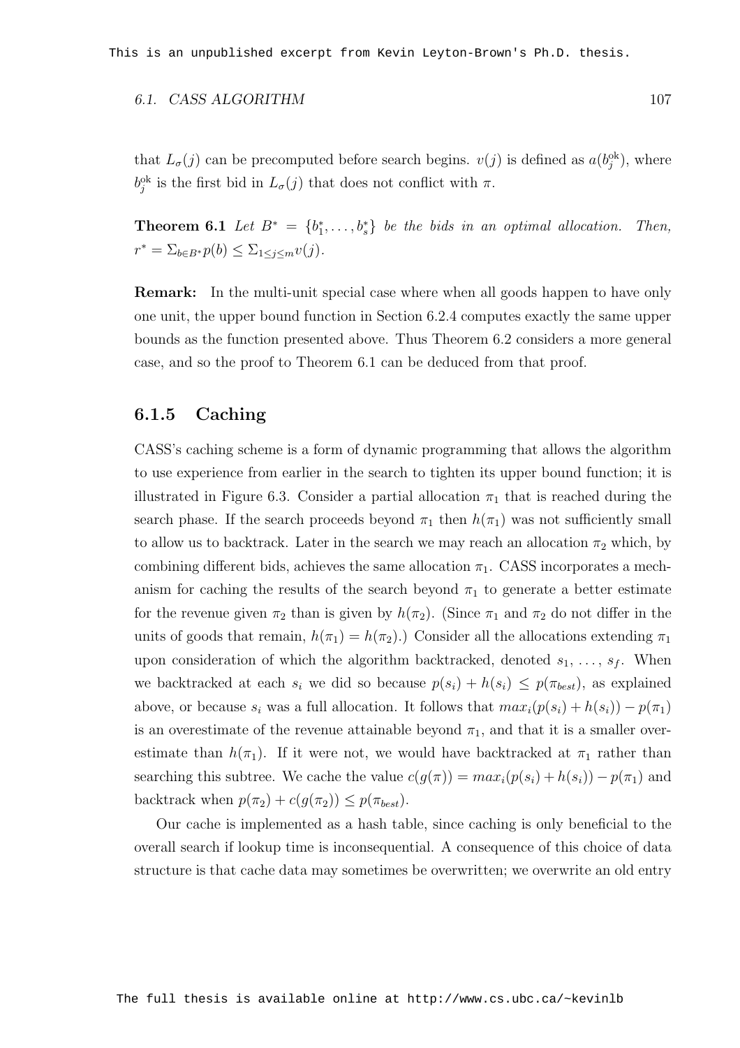that $L_\sigma(j)$ can be precomputed before search begins. $v(j)$ is defined as $a(b_j^{\text{ok}})$, where $b_j^{\text{ok}}$ is the first bid in $L_\sigma(j)$ that does not conflict with $\pi$.

**Theorem 6.1** *Let $B^* = \{b_1^*, \ldots, b_s^*\}$ be the bids in an optimal allocation. Then, $r^* = \Sigma_{b \in B^*} p(b) \leq \Sigma_{1 \leq j \leq m} v(j)$.*

**Remark:** In the multi-unit special case where when all goods happen to have only one unit, the upper bound function in Section 6.2.4 computes exactly the same upper bounds as the function presented above. Thus Theorem 6.2 considers a more general case, and so the proof to Theorem 6.1 can be deduced from that proof.

### 6.1.5 Caching

CASS's caching scheme is a form of dynamic programming that allows the algorithm to use experience from earlier in the search to tighten its upper bound function; it is illustrated in Figure 6.3. Consider a partial allocation $\pi_1$ that is reached during the search phase. If the search proceeds beyond $\pi_1$ then $h(\pi_1)$ was not sufficiently small to allow us to backtrack. Later in the search we may reach an allocation $\pi_2$ which, by combining different bids, achieves the same allocation $\pi_1$. CASS incorporates a mechanism for caching the results of the search beyond $\pi_1$ to generate a better estimate for the revenue given $\pi_2$ than is given by $h(\pi_2)$. (Since $\pi_1$ and $\pi_2$ do not differ in the units of goods that remain, $h(\pi_1) = h(\pi_2)$.) Consider all the allocations extending $\pi_1$ upon consideration of which the algorithm backtracked, denoted $s_1, \ldots, s_f$. When we backtracked at each $s_i$ we did so because $p(s_i) + h(s_i) \leq p(\pi_{best})$, as explained above, or because $s_i$ was a full allocation. It follows that $max_i(p(s_i) + h(s_i)) - p(\pi_1)$ is an overestimate of the revenue attainable beyond $\pi_1$, and that it is a smaller overestimate than $h(\pi_1)$. If it were not, we would have backtracked at $\pi_1$ rather than searching this subtree. We cache the value $c(g(\pi)) = max_i(p(s_i) + h(s_i)) - p(\pi_1)$ and backtrack when $p(\pi_2) + c(g(\pi_2)) \leq p(\pi_{best})$.

Our cache is implemented as a hash table, since caching is only beneficial to the overall search if lookup time is inconsequential. A consequence of this choice of data structure is that cache data may sometimes be overwritten; we overwrite an old entry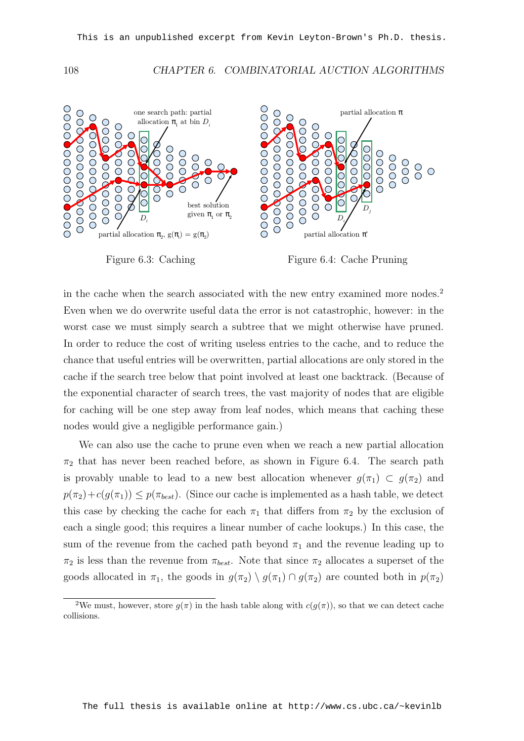Figure 6.3: Caching

Figure 6.4: Cache Pruning

in the cache when the search associated with the new entry examined more nodes.[2] Even when we do overwrite useful data the error is not catastrophic, however: in the worst case we must simply search a subtree that we might otherwise have pruned. In order to reduce the cost of writing useless entries to the cache, and to reduce the chance that useful entries will be overwritten, partial allocations are only stored in the cache if the search tree below that point involved at least one backtrack. (Because of the exponential character of search trees, the vast majority of nodes that are eligible for caching will be one step away from leaf nodes, which means that caching these nodes would give a negligible performance gain.)

We can also use the cache to prune even when we reach a new partial allocation $\pi_2$ that has never been reached before, as shown in Figure 6.4. The search path is provably unable to lead to a new best allocation whenever $g(\pi_1) \subset g(\pi_2)$ and $p(\pi_2)+c(g(\pi_1)) \leq p(\pi_{best})$. (Since our cache is implemented as a hash table, we detect this case by checking the cache for each $\pi_1$ that differs from $\pi_2$ by the exclusion of each a single good; this requires a linear number of cache lookups.) In this case, the sum of the revenue from the cached path beyond $\pi_1$ and the revenue leading up to $\pi_2$ is less than the revenue from $\pi_{best}$. Note that since $\pi_2$ allocates a superset of the goods allocated in $\pi_1$, the goods in $g(\pi_2) \setminus g(\pi_1) \cap g(\pi_2)$ are counted both in $p(\pi_2)$

[2] We must, however, store $g(\pi)$ in the hash table along with $c(g(\pi))$, so that we can detect cache collisions.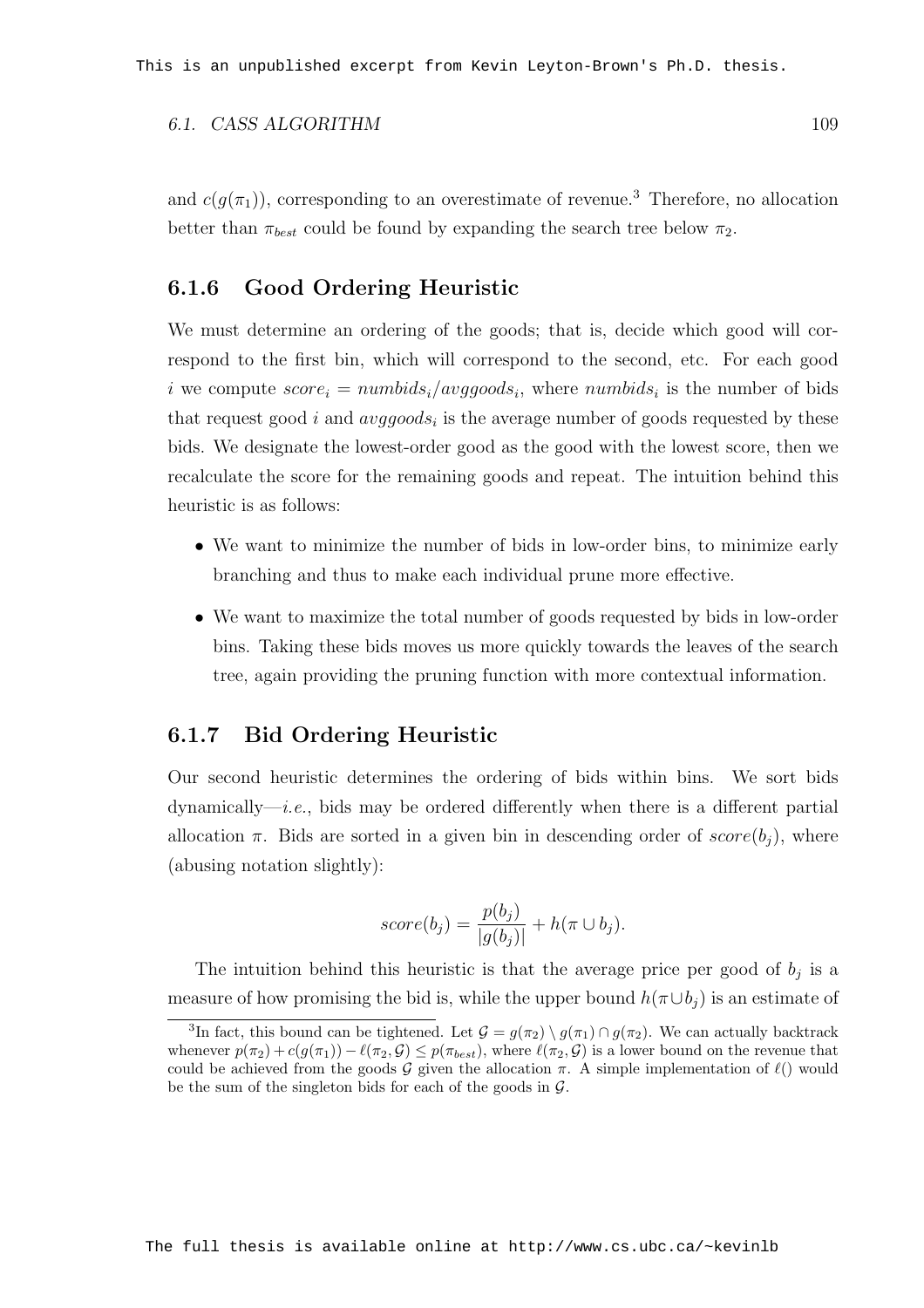and $c(g(\pi_1))$, corresponding to an overestimate of revenue.[3] Therefore, no allocation better than $\pi_{best}$ could be found by expanding the search tree below $\pi_2$.

### 6.1.6 Good Ordering Heuristic

We must determine an ordering of the goods; that is, decide which good will correspond to the first bin, which will correspond to the second, etc. For each good $i$ we compute $score_i = numbids_i/avggoods_i$, where $numbids_i$ is the number of bids that request good $i$ and $avggoods_i$ is the average number of goods requested by these bids. We designate the lowest-order good as the good with the lowest score, then we recalculate the score for the remaining goods and repeat. The intuition behind this heuristic is as follows:

- We want to minimize the number of bids in low-order bins, to minimize early branching and thus to make each individual prune more effective.
- We want to maximize the total number of goods requested by bids in low-order bins. Taking these bids moves us more quickly towards the leaves of the search tree, again providing the pruning function with more contextual information.

### 6.1.7 Bid Ordering Heuristic

Our second heuristic determines the ordering of bids within bins. We sort bids dynamically—*i.e.*, bids may be ordered differently when there is a different partial allocation $\pi$. Bids are sorted in a given bin in descending order of $score(b_j)$, where (abusing notation slightly):

$$score(b_j) = \frac{p(b_j)}{|g(b_j)|} + h(\pi \cup b_j).$$

The intuition behind this heuristic is that the average price per good of $b_j$ is a measure of how promising the bid is, while the upper bound $h(\pi \cup b_j)$ is an estimate of

[3] In fact, this bound can be tightened. Let $\mathcal{G} = g(\pi_2) \setminus g(\pi_1) \cap g(\pi_2)$. We can actually backtrack whenever $p(\pi_2) + c(g(\pi_1)) - \ell(\pi_2, \mathcal{G}) \leq p(\pi_{best})$, where $\ell(\pi_2, \mathcal{G})$ is a lower bound on the revenue that could be achieved from the goods $\mathcal{G}$ given the allocation $\pi$. A simple implementation of $\ell()$ would be the sum of the singleton bids for each of the goods in $\mathcal{G}$.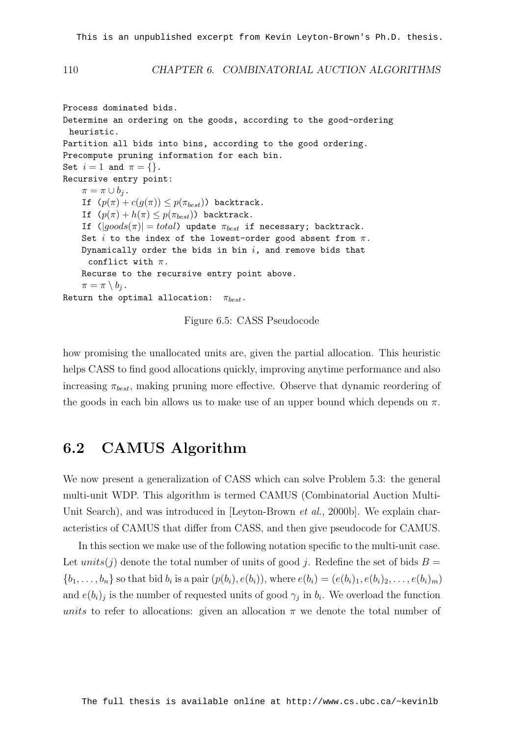```
Process dominated bids.
Determine an ordering on the goods, according to the good-ordering
  heuristic.
Partition all bids into bins, according to the good ordering.
Precompute pruning information for each bin.
Set i = 1 and π = {}.
Recursive entry point:
    π = π ∪ b_j.
    If (p(π) + c(g(π)) ≤ p(π_best)) backtrack.
    If (p(π) + h(π) ≤ p(π_best)) backtrack.
    If (|goods(π)| = total) update π_best if necessary; backtrack.
    Set i to the index of the lowest-order good absent from π.
    Dynamically order the bids in bin i, and remove bids that
      conflict with π.
    Recurse to the recursive entry point above.
    π = π \ b_j.
Return the optimal allocation: π_best.
```

Figure 6.5: CASS Pseudocode

how promising the unallocated units are, given the partial allocation. This heuristic helps CASS to find good allocations quickly, improving anytime performance and also increasing $\pi_{best}$, making pruning more effective. Observe that dynamic reordering of the goods in each bin allows us to make use of an upper bound which depends on $\pi$.

## 6.2 CAMUS Algorithm

We now present a generalization of CASS which can solve Problem 5.3: the general multi-unit WDP. This algorithm is termed CAMUS (Combinatorial Auction Multi-Unit Search), and was introduced in [Leyton-Brown *et al.*, 2000b]. We explain characteristics of CAMUS that differ from CASS, and then give pseudocode for CAMUS.

In this section we make use of the following notation specific to the multi-unit case. Let $units(j)$ denote the total number of units of good $j$. Redefine the set of bids $B = \{b_1, \ldots, b_n\}$ so that bid $b_i$ is a pair $(p(b_i), e(b_i))$, where $e(b_i) = (e(b_i)_1, e(b_i)_2, \ldots, e(b_i)_m)$ and $e(b_i)_j$ is the number of requested units of good $\gamma_j$ in $b_i$. We overload the function *units* to refer to allocations: given an allocation $\pi$ we denote the total number of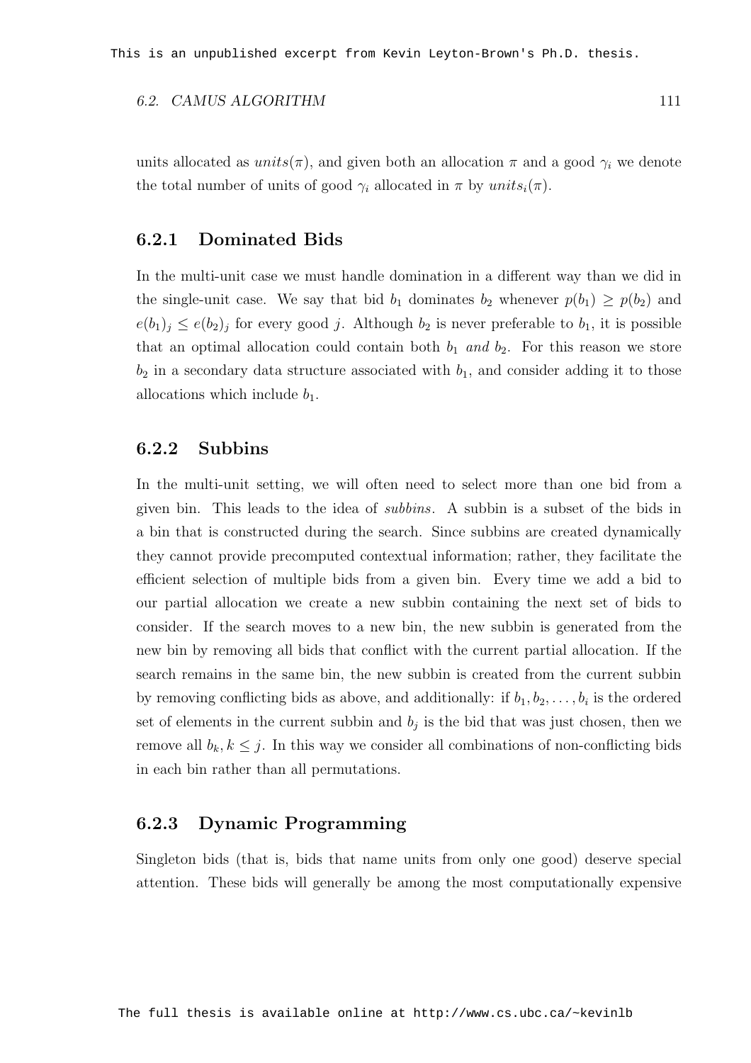units allocated as $units(\pi)$, and given both an allocation $\pi$ and a good $\gamma_i$ we denote the total number of units of good $\gamma_i$ allocated in $\pi$ by $units_i(\pi)$.

### 6.2.1 Dominated Bids

In the multi-unit case we must handle domination in a different way than we did in the single-unit case. We say that bid $b_1$ dominates $b_2$ whenever $p(b_1) \geq p(b_2)$ and $e(b_1)_j \leq e(b_2)_j$ for every good $j$. Although $b_2$ is never preferable to $b_1$, it is possible that an optimal allocation could contain both $b_1$ *and* $b_2$. For this reason we store $b_2$ in a secondary data structure associated with $b_1$, and consider adding it to those allocations which include $b_1$.

### 6.2.2 Subbins

In the multi-unit setting, we will often need to select more than one bid from a given bin. This leads to the idea of *subbins*. A subbin is a subset of the bids in a bin that is constructed during the search. Since subbins are created dynamically they cannot provide precomputed contextual information; rather, they facilitate the efficient selection of multiple bids from a given bin. Every time we add a bid to our partial allocation we create a new subbin containing the next set of bids to consider. If the search moves to a new bin, the new subbin is generated from the new bin by removing all bids that conflict with the current partial allocation. If the search remains in the same bin, the new subbin is created from the current subbin by removing conflicting bids as above, and additionally: if $b_1, b_2, \ldots, b_i$ is the ordered set of elements in the current subbin and $b_j$ is the bid that was just chosen, then we remove all $b_k, k \leq j$. In this way we consider all combinations of non-conflicting bids in each bin rather than all permutations.

### 6.2.3 Dynamic Programming

Singleton bids (that is, bids that name units from only one good) deserve special attention. These bids will generally be among the most computationally expensive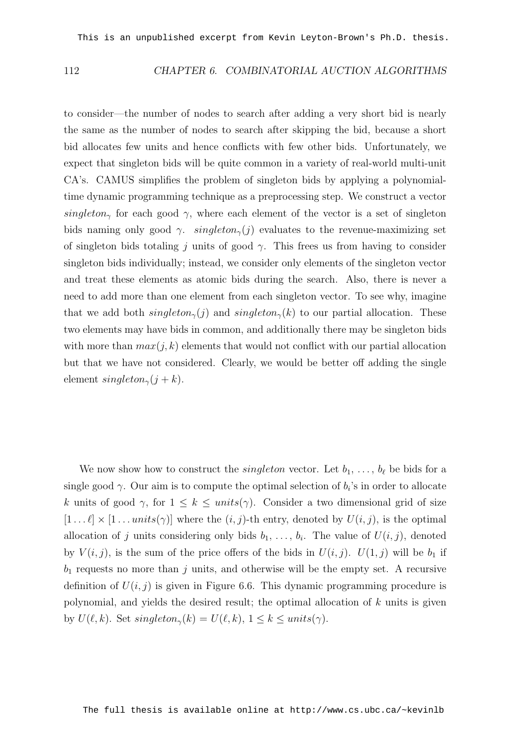to consider—the number of nodes to search after adding a very short bid is nearly the same as the number of nodes to search after skipping the bid, because a short bid allocates few units and hence conflicts with few other bids. Unfortunately, we expect that singleton bids will be quite common in a variety of real-world multi-unit CA's. CAMUS simplifies the problem of singleton bids by applying a polynomial-time dynamic programming technique as a preprocessing step. We construct a vector $singleton_\gamma$ for each good $\gamma$, where each element of the vector is a set of singleton bids naming only good $\gamma$. $singleton_\gamma(j)$ evaluates to the revenue-maximizing set of singleton bids totaling $j$ units of good $\gamma$. This frees us from having to consider singleton bids individually; instead, we consider only elements of the singleton vector and treat these elements as atomic bids during the search. Also, there is never a need to add more than one element from each singleton vector. To see why, imagine that we add both $singleton_\gamma(j)$ and $singleton_\gamma(k)$ to our partial allocation. These two elements may have bids in common, and additionally there may be singleton bids with more than $max(j, k)$ elements that would not conflict with our partial allocation but that we have not considered. Clearly, we would be better off adding the single element $singleton_\gamma(j + k)$.

We now show how to construct the *singleton* vector. Let $b_1, \ldots, b_\ell$ be bids for a single good $\gamma$. Our aim is to compute the optimal selection of $b_i$'s in order to allocate $k$ units of good $\gamma$, for $1 \le k \le units(\gamma)$. Consider a two dimensional grid of size $[1 \ldots \ell] \times [1 \ldots units(\gamma)]$ where the $(i, j)$-th entry, denoted by $U(i, j)$, is the optimal allocation of $j$ units considering only bids $b_1, \ldots, b_i$. The value of $U(i, j)$, denoted by $V(i, j)$, is the sum of the price offers of the bids in $U(i, j)$. $U(1, j)$ will be $b_1$ if $b_1$ requests no more than $j$ units, and otherwise will be the empty set. A recursive definition of $U(i, j)$ is given in Figure 6.6. This dynamic programming procedure is polynomial, and yields the desired result; the optimal allocation of $k$ units is given by $U(\ell, k)$. Set $singleton_\gamma(k) = U(\ell, k)$, $1 \le k \le units(\gamma)$.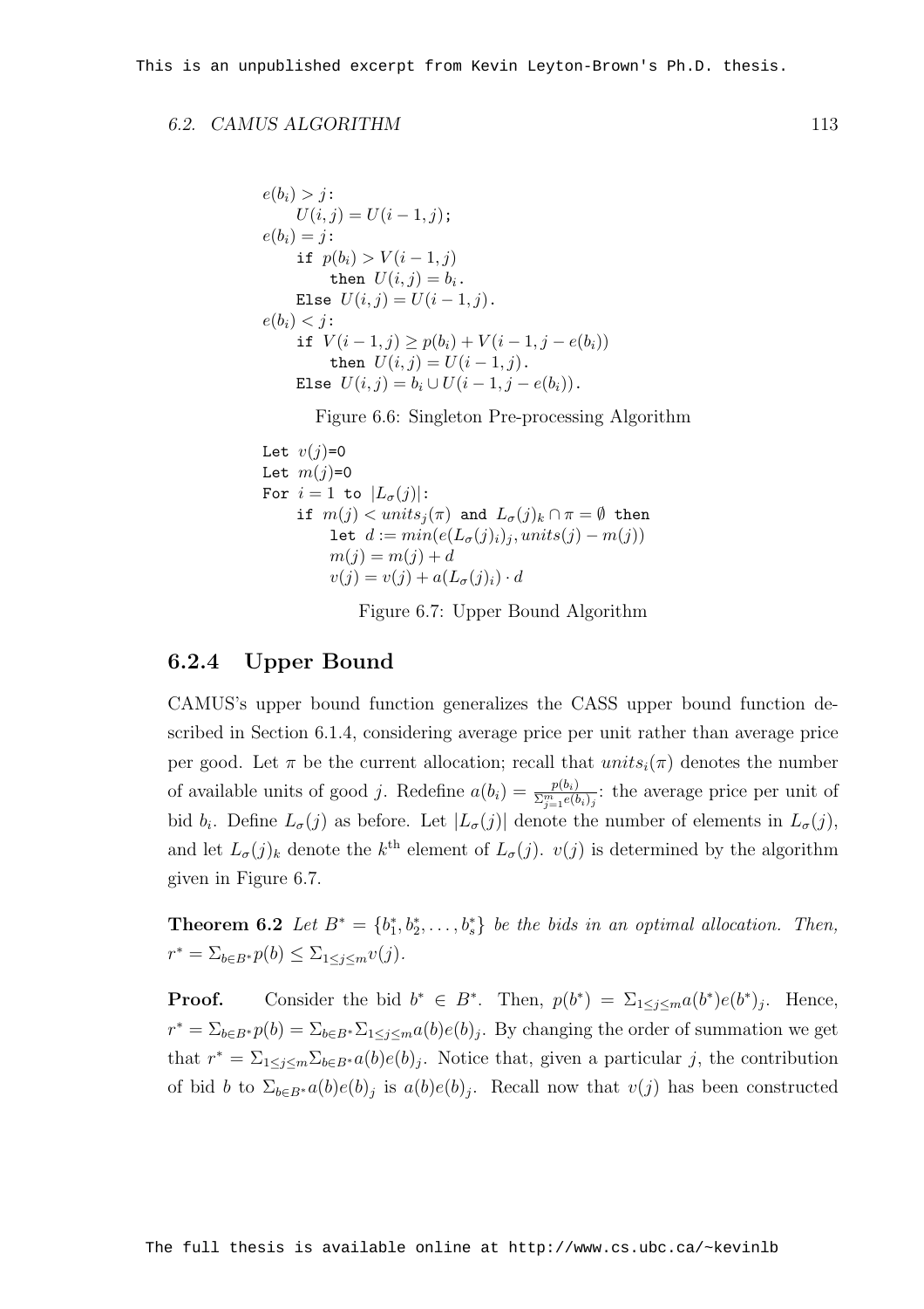```
e(b_i) > j:
     U(i,j) = U(i-1,j);
e(b_i) = j:
     if p(b_i) > V(i-1,j)
          then U(i,j) = b_i.
     Else U(i,j) = U(i-1,j).
e(b_i) < j:
     if V(i-1,j) ≥ p(b_i) + V(i-1, j-e(b_i))
          then U(i,j) = U(i-1,j).
     Else U(i,j) = b_i ∪ U(i-1, j-e(b_i)).
```

Figure 6.6: Singleton Pre-processing Algorithm

```
Let v(j)=0
Let m(j)=0
For i = 1 to |L_σ(j)|:
     if m(j) < units_j(π) and L_σ(j)_k ∩ π = ∅ then
          let d := min(e(L_σ(j)_i)_j, units(j) - m(j))
          m(j) = m(j) + d
          v(j) = v(j) + a(L_σ(j)_i) · d
```

Figure 6.7: Upper Bound Algorithm

### 6.2.4 Upper Bound

CAMUS's upper bound function generalizes the CASS upper bound function described in Section 6.1.4, considering average price per unit rather than average price per good. Let $\pi$ be the current allocation; recall that $units_i(\pi)$ denotes the number of available units of good $j$. Redefine $a(b_i) = \frac{p(b_i)}{\Sigma_{j=1}^{m} e(b_i)_j}$: the average price per unit of bid $b_i$. Define $L_\sigma(j)$ as before. Let $|L_\sigma(j)|$ denote the number of elements in $L_\sigma(j)$, and let $L_\sigma(j)_k$ denote the $k^{\text{th}}$ element of $L_\sigma(j)$. $v(j)$ is determined by the algorithm given in Figure 6.7.

**Theorem 6.2** *Let $B^* = \{b_1^*, b_2^*, \ldots, b_s^*\}$ be the bids in an optimal allocation. Then, $r^* = \Sigma_{b \in B^*} p(b) \leq \Sigma_{1 \leq j \leq m} v(j)$.*

**Proof.** Consider the bid $b^* \in B^*$. Then, $p(b^*) = \Sigma_{1 \leq j \leq m} a(b^*) e(b^*)_j$. Hence, $r^* = \Sigma_{b \in B^*} p(b) = \Sigma_{b \in B^*} \Sigma_{1 \leq j \leq m} a(b) e(b)_j$. By changing the order of summation we get that $r^* = \Sigma_{1 \leq j \leq m} \Sigma_{b \in B^*} a(b) e(b)_j$. Notice that, given a particular $j$, the contribution of bid $b$ to $\Sigma_{b \in B^*} a(b) e(b)_j$ is $a(b) e(b)_j$. Recall now that $v(j)$ has been constructed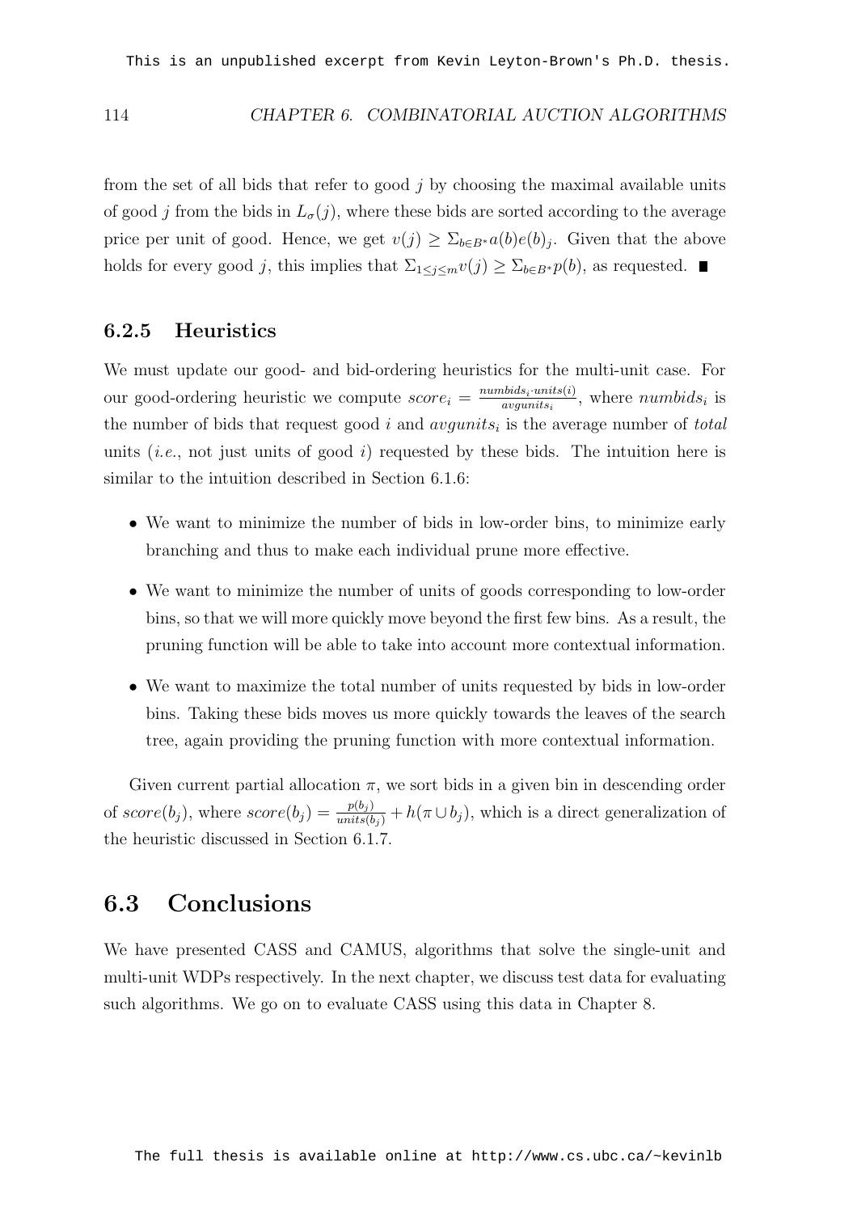from the set of all bids that refer to good $j$ by choosing the maximal available units of good $j$ from the bids in $L_\sigma(j)$, where these bids are sorted according to the average price per unit of good. Hence, we get $v(j) \geq \Sigma_{b \in B^*} a(b) e(b)_j$. Given that the above holds for every good $j$, this implies that $\Sigma_{1 \leq j \leq m} v(j) \geq \Sigma_{b \in B^*} p(b)$, as requested. ∎

### 6.2.5 Heuristics

We must update our good- and bid-ordering heuristics for the multi-unit case. For our good-ordering heuristic we compute $score_i = \frac{numbids_i \cdot units(i)}{avgunits_i}$, where $numbids_i$ is the number of bids that request good $i$ and $avgunits_i$ is the average number of *total* units (*i.e.*, not just units of good $i$) requested by these bids. The intuition here is similar to the intuition described in Section 6.1.6:

- We want to minimize the number of bids in low-order bins, to minimize early branching and thus to make each individual prune more effective.
- We want to minimize the number of units of goods corresponding to low-order bins, so that we will more quickly move beyond the first few bins. As a result, the pruning function will be able to take into account more contextual information.
- We want to maximize the total number of units requested by bids in low-order bins. Taking these bids moves us more quickly towards the leaves of the search tree, again providing the pruning function with more contextual information.

Given current partial allocation $\pi$, we sort bids in a given bin in descending order of $score(b_j)$, where $score(b_j) = \frac{p(b_j)}{units(b_j)} + h(\pi \cup b_j)$, which is a direct generalization of the heuristic discussed in Section 6.1.7.

## 6.3 Conclusions

We have presented CASS and CAMUS, algorithms that solve the single-unit and multi-unit WDPs respectively. In the next chapter, we discuss test data for evaluating such algorithms. We go on to evaluate CASS using this data in Chapter 8.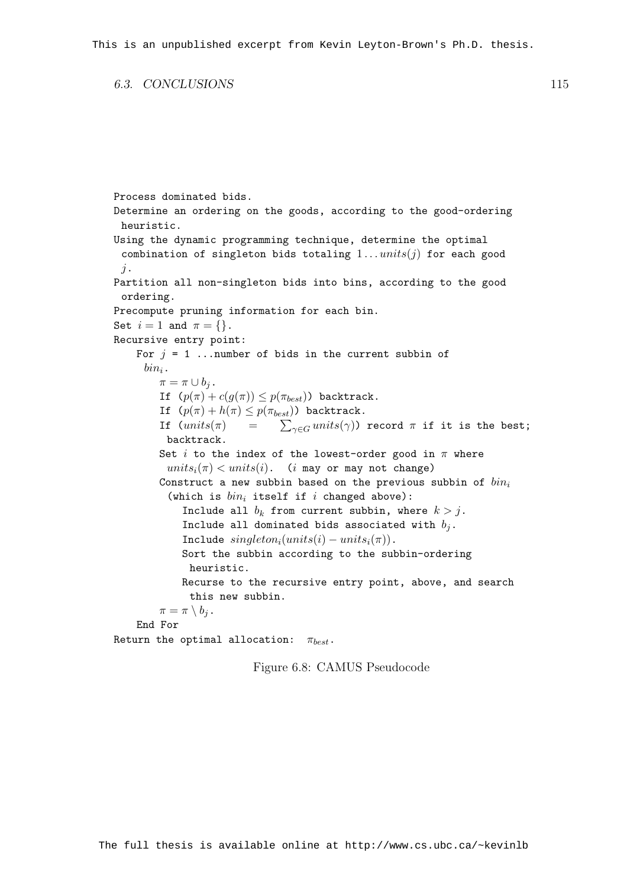```
Process dominated bids.
Determine an ordering on the goods, according to the good-ordering
  heuristic.
Using the dynamic programming technique, determine the optimal
  combination of singleton bids totaling 1...units(j) for each good
  j.
Partition all non-singleton bids into bins, according to the good
  ordering.
Precompute pruning information for each bin.
Set i = 1 and π = {}.
Recursive entry point:
   For j = 1 ...number of bids in the current subbin of
     bin_i.
      π = π ∪ b_j.
      If (p(π) + c(g(π)) ≤ p(π_best)) backtrack.
      If (p(π) + h(π) ≤ p(π_best)) backtrack.
      If (units(π) = Σ_{γ∈G} units(γ)) record π if it is the best;
        backtrack.
      Set i to the index of the lowest-order good in π where
        units_i(π) < units(i).  (i may or may not change)
      Construct a new subbin based on the previous subbin of bin_i
        (which is bin_i itself if i changed above):
         Include all b_k from current subbin, where k > j.
         Include all dominated bids associated with b_j.
         Include singleton_i(units(i) − units_i(π)).
         Sort the subbin according to the subbin-ordering
           heuristic.
         Recurse to the recursive entry point, above, and search
           this new subbin.
      π = π \ b_j.
   End For
Return the optimal allocation:  π_best.
```

Figure 6.8: CAMUS Pseudocode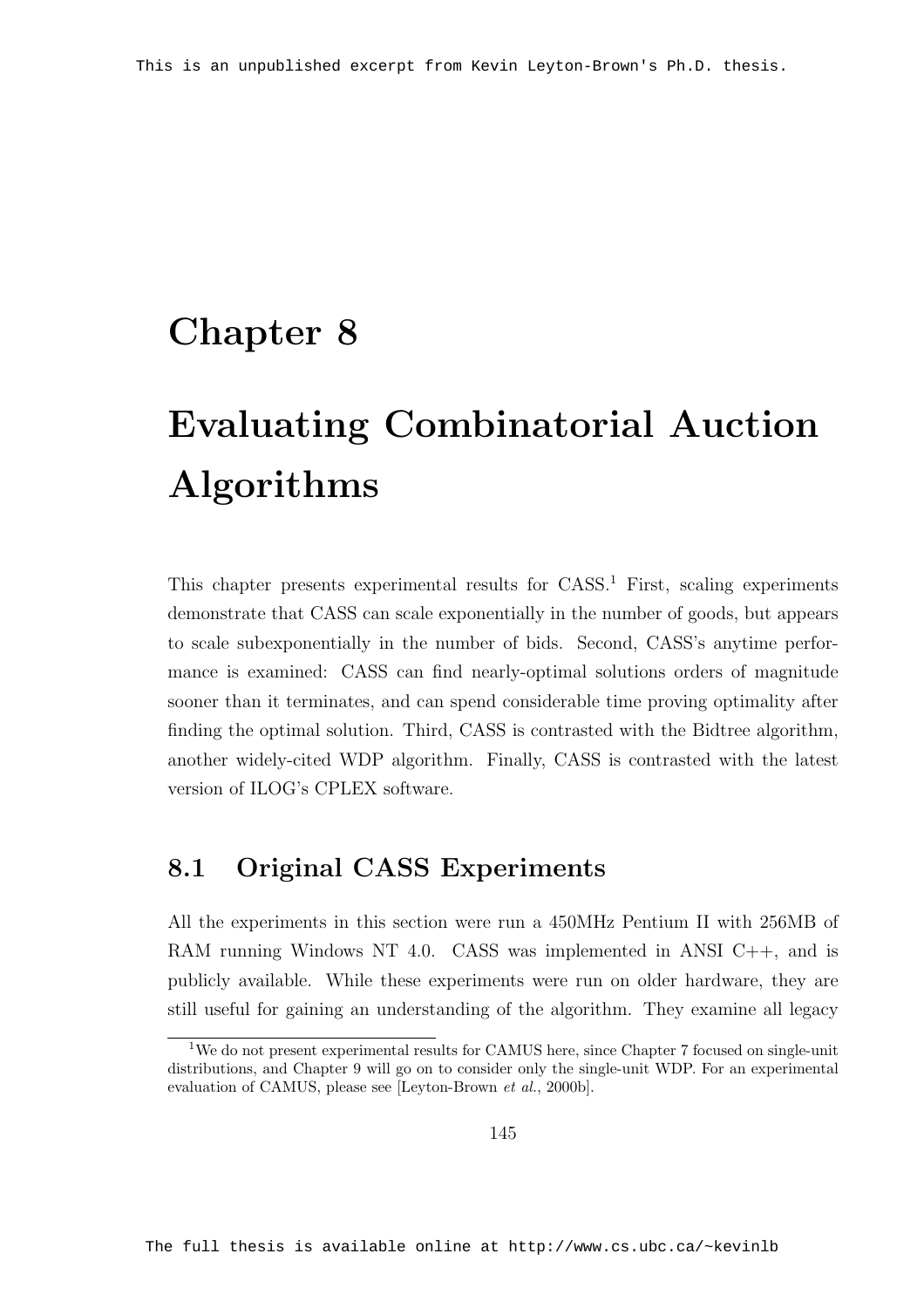# Chapter 8

# Evaluating Combinatorial Auction Algorithms

This chapter presents experimental results for CASS.[1] First, scaling experiments demonstrate that CASS can scale exponentially in the number of goods, but appears to scale subexponentially in the number of bids. Second, CASS's anytime performance is examined: CASS can find nearly-optimal solutions orders of magnitude sooner than it terminates, and can spend considerable time proving optimality after finding the optimal solution. Third, CASS is contrasted with the Bidtree algorithm, another widely-cited WDP algorithm. Finally, CASS is contrasted with the latest version of ILOG's CPLEX software.

## 8.1 Original CASS Experiments

All the experiments in this section were run a 450MHz Pentium II with 256MB of RAM running Windows NT 4.0. CASS was implemented in ANSI C++, and is publicly available. While these experiments were run on older hardware, they are still useful for gaining an understanding of the algorithm. They examine all legacy

[1] We do not present experimental results for CAMUS here, since Chapter 7 focused on single-unit distributions, and Chapter 9 will go on to consider only the single-unit WDP. For an experimental evaluation of CAMUS, please see [Leyton-Brown *et al.*, 2000b].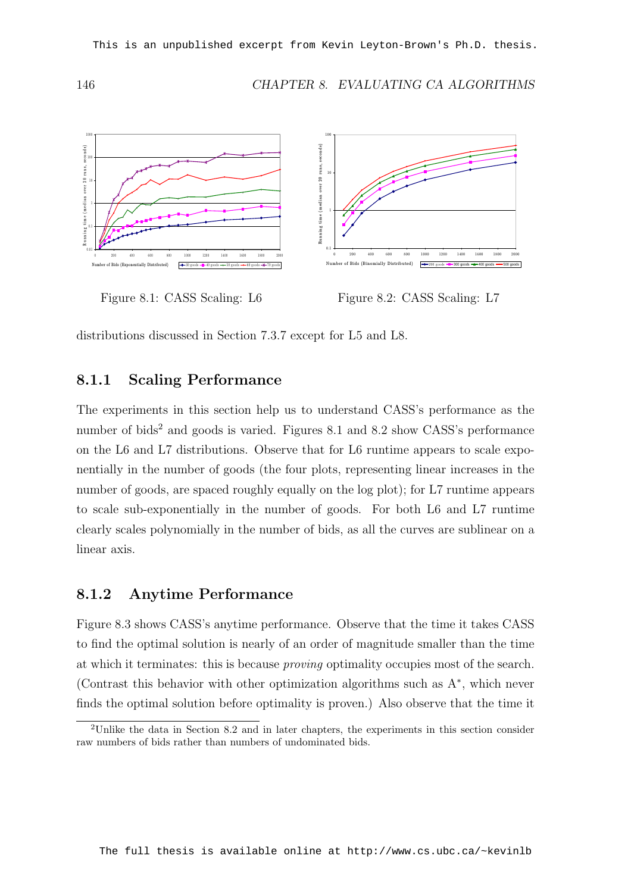Figure 8.1: CASS Scaling: L6

Figure 8.2: CASS Scaling: L7

distributions discussed in Section 7.3.7 except for L5 and L8.

### 8.1.1 Scaling Performance

The experiments in this section help us to understand CASS's performance as the number of bids[2] and goods is varied. Figures 8.1 and 8.2 show CASS's performance on the L6 and L7 distributions. Observe that for L6 runtime appears to scale exponentially in the number of goods (the four plots, representing linear increases in the number of goods, are spaced roughly equally on the log plot); for L7 runtime appears to scale sub-exponentially in the number of goods. For both L6 and L7 runtime clearly scales polynomially in the number of bids, as all the curves are sublinear on a linear axis.

### 8.1.2 Anytime Performance

Figure 8.3 shows CASS's anytime performance. Observe that the time it takes CASS to find the optimal solution is nearly of an order of magnitude smaller than the time at which it terminates: this is because *proving* optimality occupies most of the search. (Contrast this behavior with other optimization algorithms such as A*, which never finds the optimal solution before optimality is proven.) Also observe that the time it

[2]Unlike the data in Section 8.2 and in later chapters, the experiments in this section consider raw numbers of bids rather than numbers of undominated bids.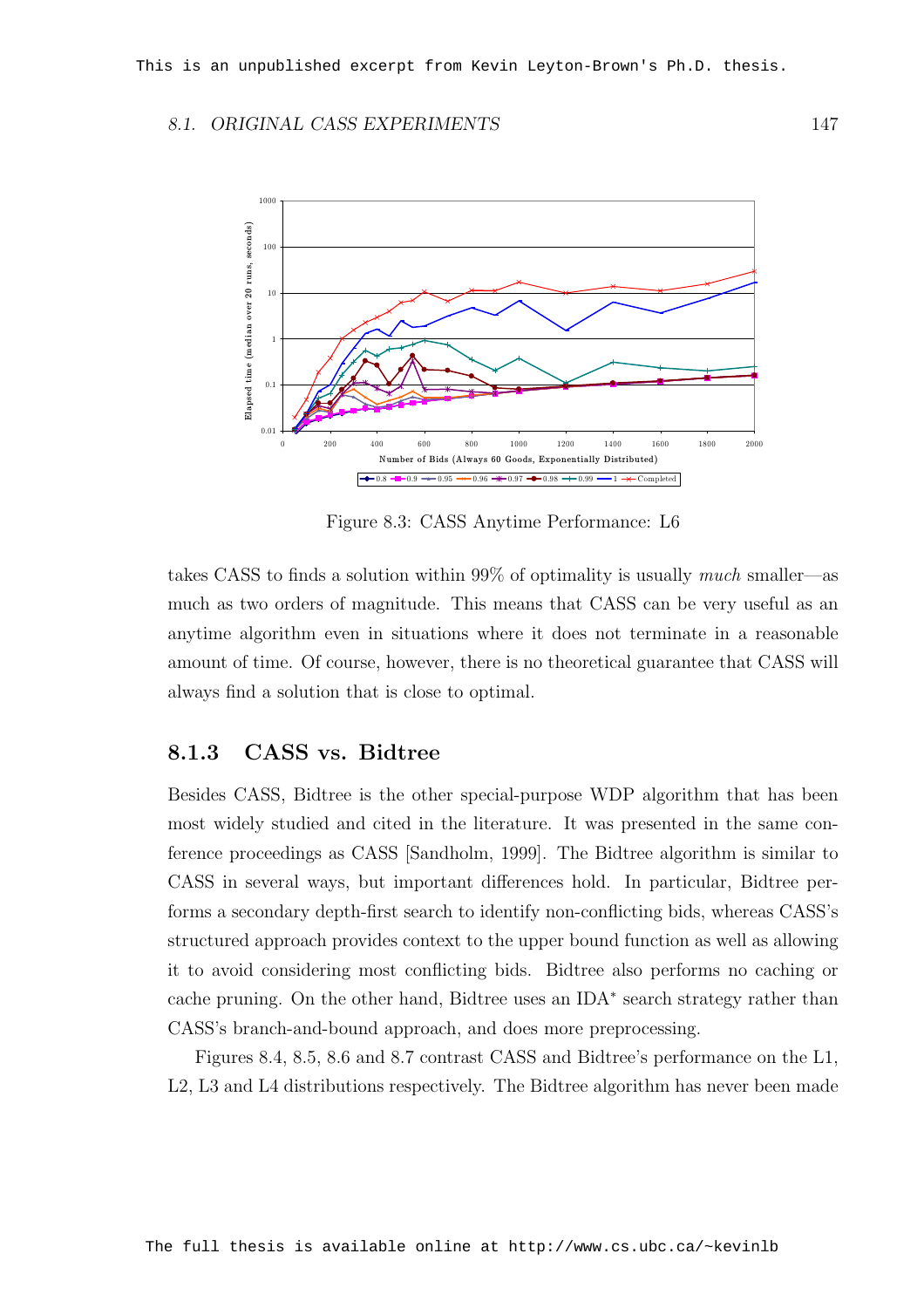Figure 8.3: CASS Anytime Performance: L6

takes CASS to finds a solution within 99% of optimality is usually *much* smaller—as much as two orders of magnitude. This means that CASS can be very useful as an anytime algorithm even in situations where it does not terminate in a reasonable amount of time. Of course, however, there is no theoretical guarantee that CASS will always find a solution that is close to optimal.

### 8.1.3 CASS vs. Bidtree

Besides CASS, Bidtree is the other special-purpose WDP algorithm that has been most widely studied and cited in the literature. It was presented in the same conference proceedings as CASS [Sandholm, 1999]. The Bidtree algorithm is similar to CASS in several ways, but important differences hold. In particular, Bidtree performs a secondary depth-first search to identify non-conflicting bids, whereas CASS's structured approach provides context to the upper bound function as well as allowing it to avoid considering most conflicting bids. Bidtree also performs no caching or cache pruning. On the other hand, Bidtree uses an IDA* search strategy rather than CASS's branch-and-bound approach, and does more preprocessing.

Figures 8.4, 8.5, 8.6 and 8.7 contrast CASS and Bidtree's performance on the L1, L2, L3 and L4 distributions respectively. The Bidtree algorithm has never been made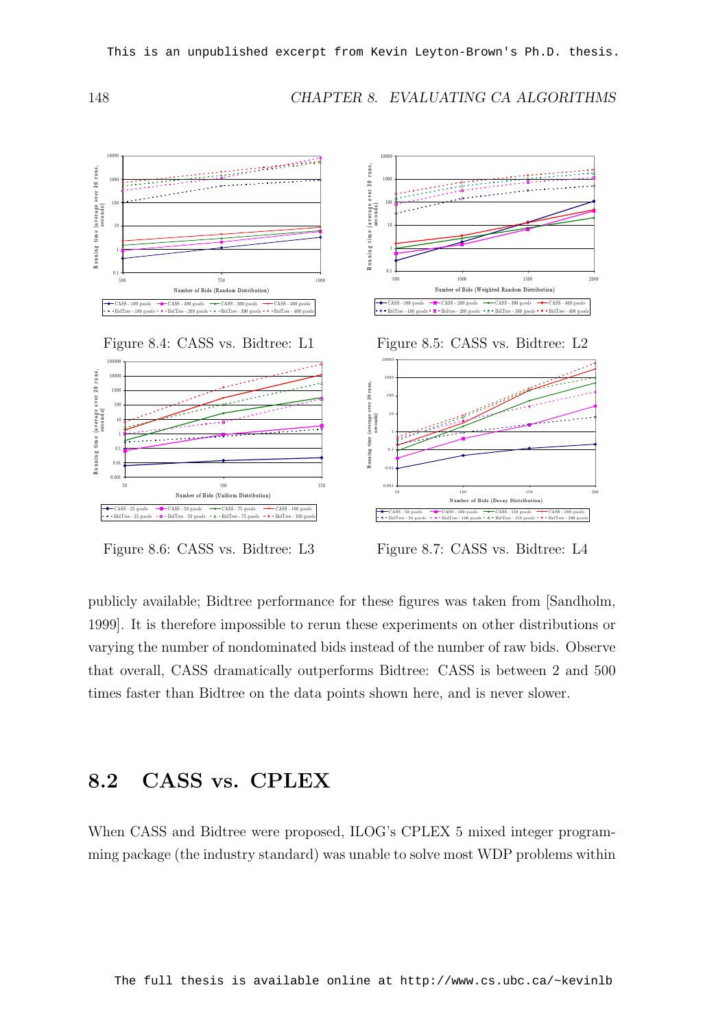Figure 8.4: CASS vs. Bidtree: L1

Figure 8.5: CASS vs. Bidtree: L2

Figure 8.6: CASS vs. Bidtree: L3

Figure 8.7: CASS vs. Bidtree: L4

publicly available; Bidtree performance for these figures was taken from [Sandholm, 1999]. It is therefore impossible to rerun these experiments on other distributions or varying the number of nondominated bids instead of the number of raw bids. Observe that overall, CASS dramatically outperforms Bidtree: CASS is between 2 and 500 times faster than Bidtree on the data points shown here, and is never slower.

## 8.2 CASS vs. CPLEX

When CASS and Bidtree were proposed, ILOG's CPLEX 5 mixed integer programming package (the industry standard) was unable to solve most WDP problems within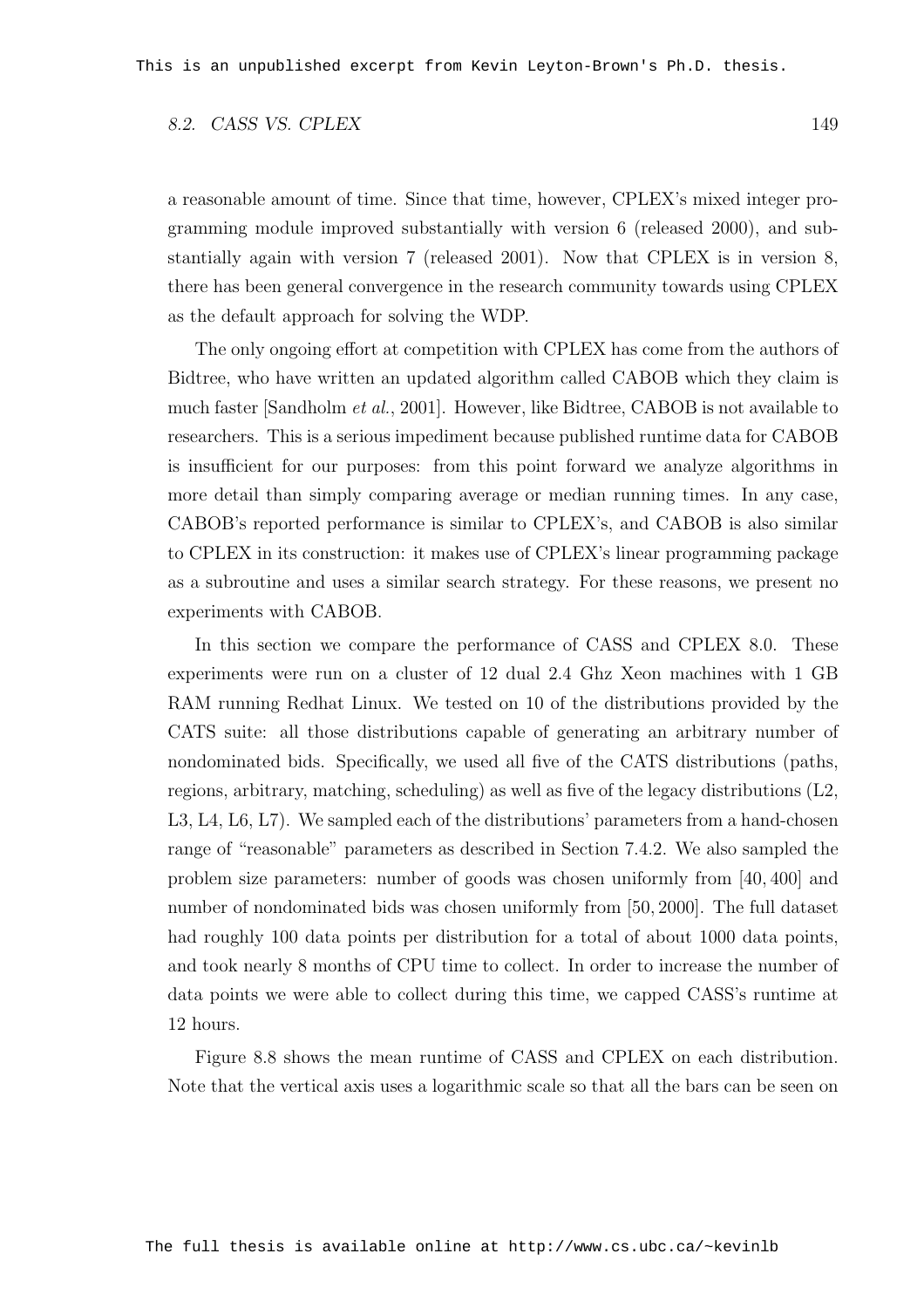a reasonable amount of time. Since that time, however, CPLEX's mixed integer programming module improved substantially with version 6 (released 2000), and substantially again with version 7 (released 2001). Now that CPLEX is in version 8, there has been general convergence in the research community towards using CPLEX as the default approach for solving the WDP.

The only ongoing effort at competition with CPLEX has come from the authors of Bidtree, who have written an updated algorithm called CABOB which they claim is much faster [Sandholm *et al.*, 2001]. However, like Bidtree, CABOB is not available to researchers. This is a serious impediment because published runtime data for CABOB is insufficient for our purposes: from this point forward we analyze algorithms in more detail than simply comparing average or median running times. In any case, CABOB's reported performance is similar to CPLEX's, and CABOB is also similar to CPLEX in its construction: it makes use of CPLEX's linear programming package as a subroutine and uses a similar search strategy. For these reasons, we present no experiments with CABOB.

In this section we compare the performance of CASS and CPLEX 8.0. These experiments were run on a cluster of 12 dual 2.4 Ghz Xeon machines with 1 GB RAM running Redhat Linux. We tested on 10 of the distributions provided by the CATS suite: all those distributions capable of generating an arbitrary number of nondominated bids. Specifically, we used all five of the CATS distributions (paths, regions, arbitrary, matching, scheduling) as well as five of the legacy distributions (L2, L3, L4, L6, L7). We sampled each of the distributions' parameters from a hand-chosen range of "reasonable" parameters as described in Section 7.4.2. We also sampled the problem size parameters: number of goods was chosen uniformly from $[40, 400]$ and number of nondominated bids was chosen uniformly from $[50, 2000]$. The full dataset had roughly 100 data points per distribution for a total of about 1000 data points, and took nearly 8 months of CPU time to collect. In order to increase the number of data points we were able to collect during this time, we capped CASS's runtime at 12 hours.

Figure 8.8 shows the mean runtime of CASS and CPLEX on each distribution. Note that the vertical axis uses a logarithmic scale so that all the bars can be seen on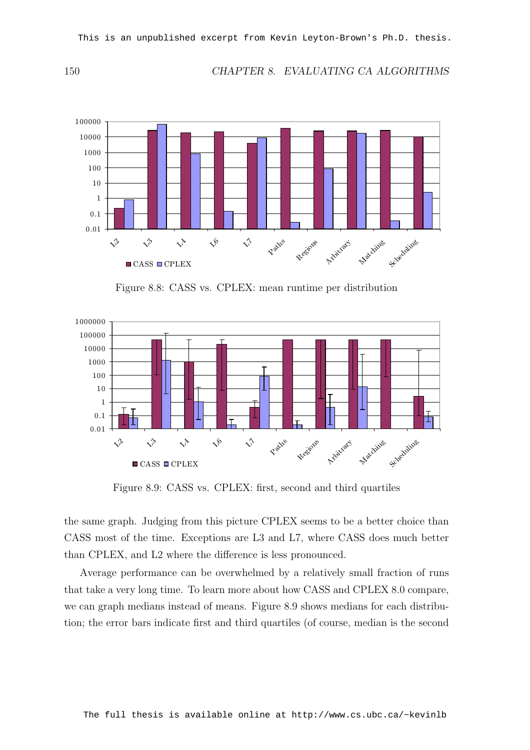Figure 8.8: CASS vs. CPLEX: mean runtime per distribution

Figure 8.9: CASS vs. CPLEX: first, second and third quartiles

the same graph. Judging from this picture CPLEX seems to be a better choice than CASS most of the time. Exceptions are L3 and L7, where CASS does much better than CPLEX, and L2 where the difference is less pronounced.

Average performance can be overwhelmed by a relatively small fraction of runs that take a very long time. To learn more about how CASS and CPLEX 8.0 compare, we can graph medians instead of means. Figure 8.9 shows medians for each distribution; the error bars indicate first and third quartiles (of course, median is the second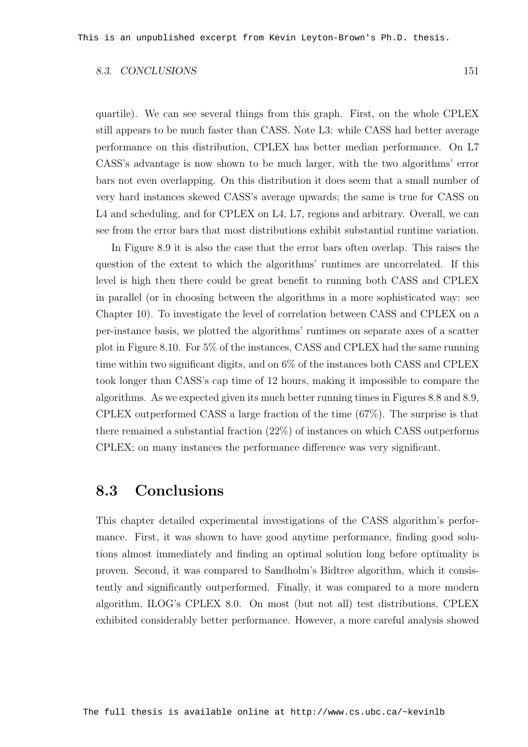quartile). We can see several things from this graph. First, on the whole CPLEX still appears to be much faster than CASS. Note L3: while CASS had better average performance on this distribution, CPLEX has better median performance. On L7 CASS's advantage is now shown to be much larger, with the two algorithms' error bars not even overlapping. On this distribution it does seem that a small number of very hard instances skewed CASS's average upwards; the same is true for CASS on L4 and scheduling, and for CPLEX on L4, L7, regions and arbitrary. Overall, we can see from the error bars that most distributions exhibit substantial runtime variation.

In Figure 8.9 it is also the case that the error bars often overlap. This raises the question of the extent to which the algorithms' runtimes are uncorrelated. If this level is high then there could be great benefit to running both CASS and CPLEX in parallel (or in choosing between the algorithms in a more sophisticated way: see Chapter 10). To investigate the level of correlation between CASS and CPLEX on a per-instance basis, we plotted the algorithms' runtimes on separate axes of a scatter plot in Figure 8.10. For 5% of the instances, CASS and CPLEX had the same running time within two significant digits, and on 6% of the instances both CASS and CPLEX took longer than CASS's cap time of 12 hours, making it impossible to compare the algorithms. As we expected given its much better running times in Figures 8.8 and 8.9, CPLEX outperformed CASS a large fraction of the time (67%). The surprise is that there remained a substantial fraction (22%) of instances on which CASS outperforms CPLEX; on many instances the performance difference was very significant.

## 8.3 Conclusions

This chapter detailed experimental investigations of the CASS algorithm's performance. First, it was shown to have good anytime performance, finding good solutions almost immediately and finding an optimal solution long before optimality is proven. Second, it was compared to Sandholm's Bidtree algorithm, which it consistently and significantly outperformed. Finally, it was compared to a more modern algorithm, ILOG's CPLEX 8.0. On most (but not all) test distributions, CPLEX exhibited considerably better performance. However, a more careful analysis showed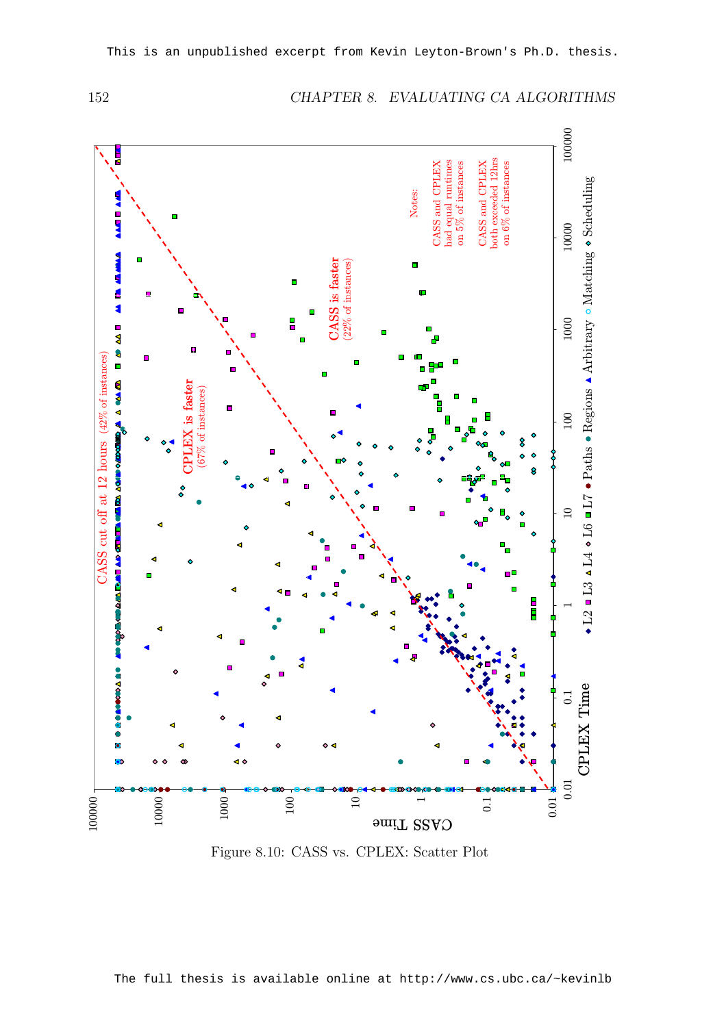This is an unpublished excerpt from Kevin Leyton-Brown's Ph.D. thesis.

Figure 8.10: CASS vs. CPLEX: Scatter Plot

The full thesis is available online at http://www.cs.ubc.ca/~kevinlb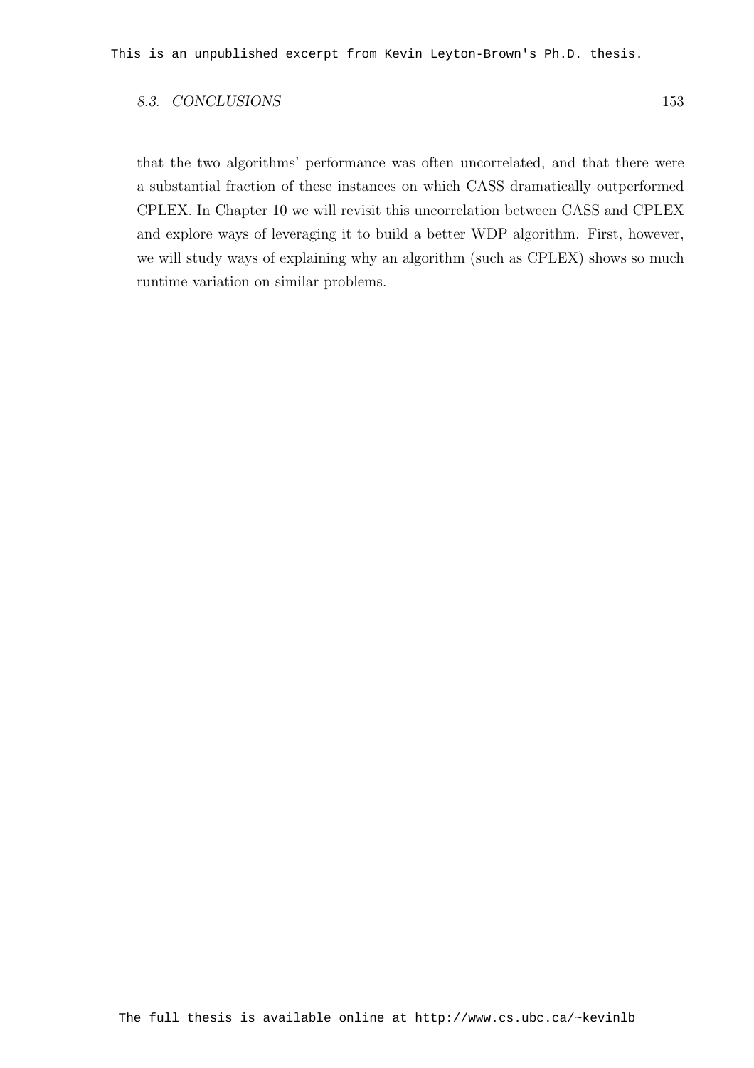that the two algorithms' performance was often uncorrelated, and that there were a substantial fraction of these instances on which CASS dramatically outperformed CPLEX. In Chapter 10 we will revisit this uncorrelation between CASS and CPLEX and explore ways of leveraging it to build a better WDP algorithm. First, however, we will study ways of explaining why an algorithm (such as CPLEX) shows so much runtime variation on similar problems.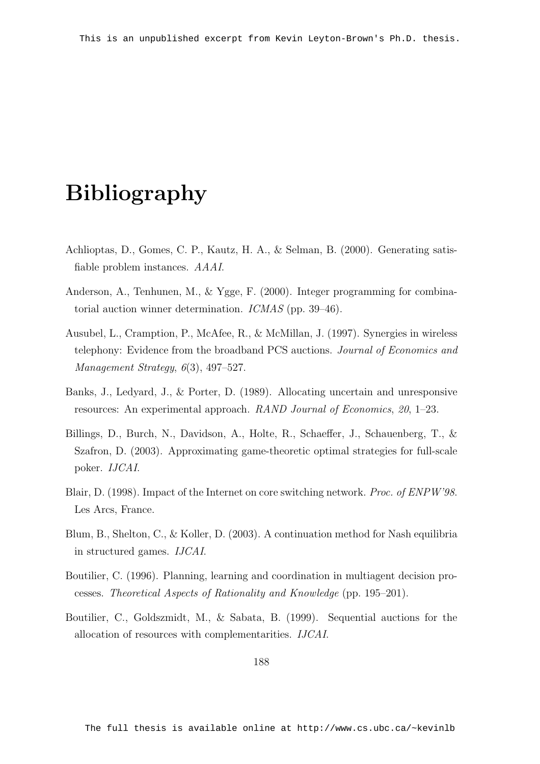# Bibliography

Achlioptas, D., Gomes, C. P., Kautz, H. A., & Selman, B. (2000). Generating satisfiable problem instances. *AAAI*.

Anderson, A., Tenhunen, M., & Ygge, F. (2000). Integer programming for combinatorial auction winner determination. *ICMAS* (pp. 39–46).

Ausubel, L., Cramption, P., McAfee, R., & McMillan, J. (1997). Synergies in wireless telephony: Evidence from the broadband PCS auctions. *Journal of Economics and Management Strategy*, *6*(3), 497–527.

Banks, J., Ledyard, J., & Porter, D. (1989). Allocating uncertain and unresponsive resources: An experimental approach. *RAND Journal of Economics*, *20*, 1–23.

Billings, D., Burch, N., Davidson, A., Holte, R., Schaeffer, J., Schauenberg, T., & Szafron, D. (2003). Approximating game-theoretic optimal strategies for full-scale poker. *IJCAI*.

Blair, D. (1998). Impact of the Internet on core switching network. *Proc. of ENPW'98*. Les Arcs, France.

Blum, B., Shelton, C., & Koller, D. (2003). A continuation method for Nash equilibria in structured games. *IJCAI*.

Boutilier, C. (1996). Planning, learning and coordination in multiagent decision processes. *Theoretical Aspects of Rationality and Knowledge* (pp. 195–201).

Boutilier, C., Goldszmidt, M., & Sabata, B. (1999). Sequential auctions for the allocation of resources with complementarities. *IJCAI*.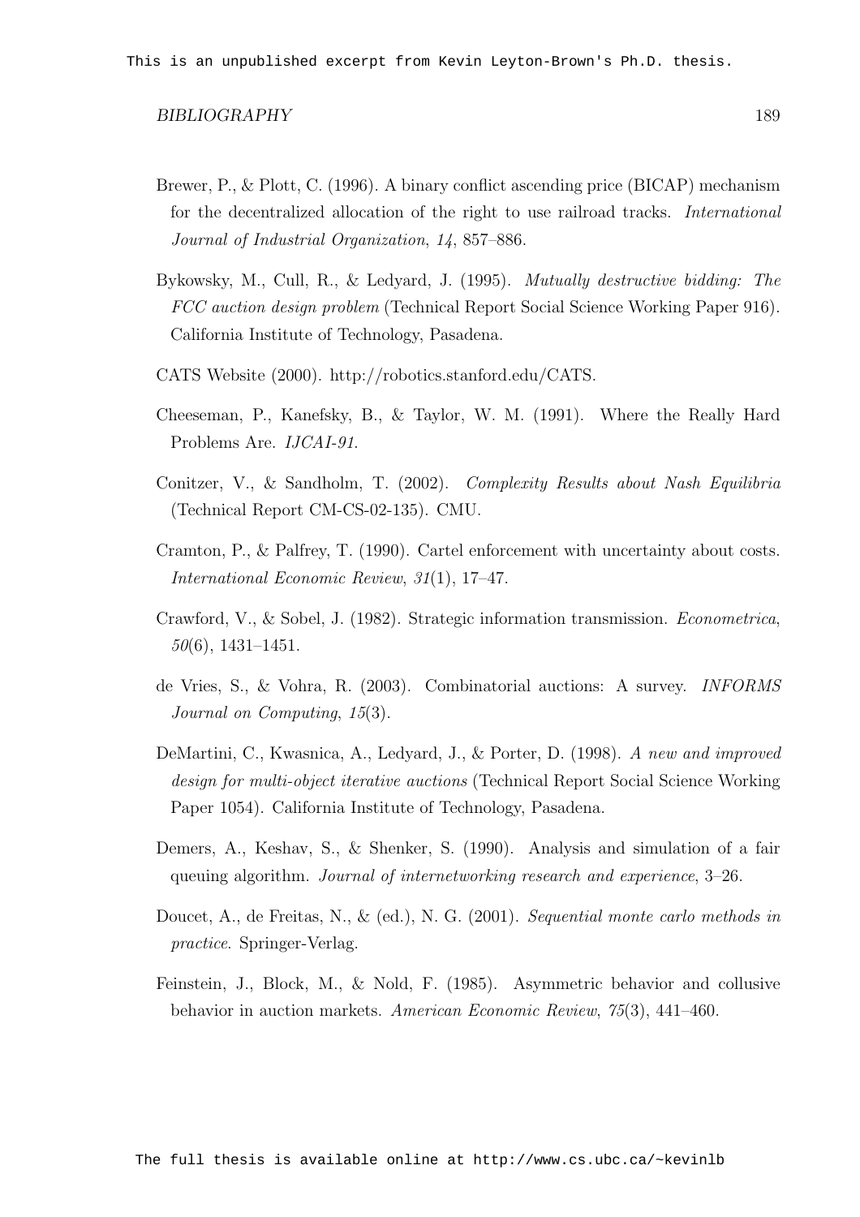Brewer, P., & Plott, C. (1996). A binary conflict ascending price (BICAP) mechanism for the decentralized allocation of the right to use railroad tracks. *International Journal of Industrial Organization*, *14*, 857–886.

Bykowsky, M., Cull, R., & Ledyard, J. (1995). *Mutually destructive bidding: The FCC auction design problem* (Technical Report Social Science Working Paper 916). California Institute of Technology, Pasadena.

CATS Website (2000). http://robotics.stanford.edu/CATS.

Cheeseman, P., Kanefsky, B., & Taylor, W. M. (1991). Where the Really Hard Problems Are. *IJCAI-91*.

Conitzer, V., & Sandholm, T. (2002). *Complexity Results about Nash Equilibria* (Technical Report CM-CS-02-135). CMU.

Cramton, P., & Palfrey, T. (1990). Cartel enforcement with uncertainty about costs. *International Economic Review*, *31*(1), 17–47.

Crawford, V., & Sobel, J. (1982). Strategic information transmission. *Econometrica*, *50*(6), 1431–1451.

de Vries, S., & Vohra, R. (2003). Combinatorial auctions: A survey. *INFORMS Journal on Computing*, *15*(3).

DeMartini, C., Kwasnica, A., Ledyard, J., & Porter, D. (1998). *A new and improved design for multi-object iterative auctions* (Technical Report Social Science Working Paper 1054). California Institute of Technology, Pasadena.

Demers, A., Keshav, S., & Shenker, S. (1990). Analysis and simulation of a fair queuing algorithm. *Journal of internetworking research and experience*, 3–26.

Doucet, A., de Freitas, N., & (ed.), N. G. (2001). *Sequential monte carlo methods in practice*. Springer-Verlag.

Feinstein, J., Block, M., & Nold, F. (1985). Asymmetric behavior and collusive behavior in auction markets. *American Economic Review*, *75*(3), 441–460.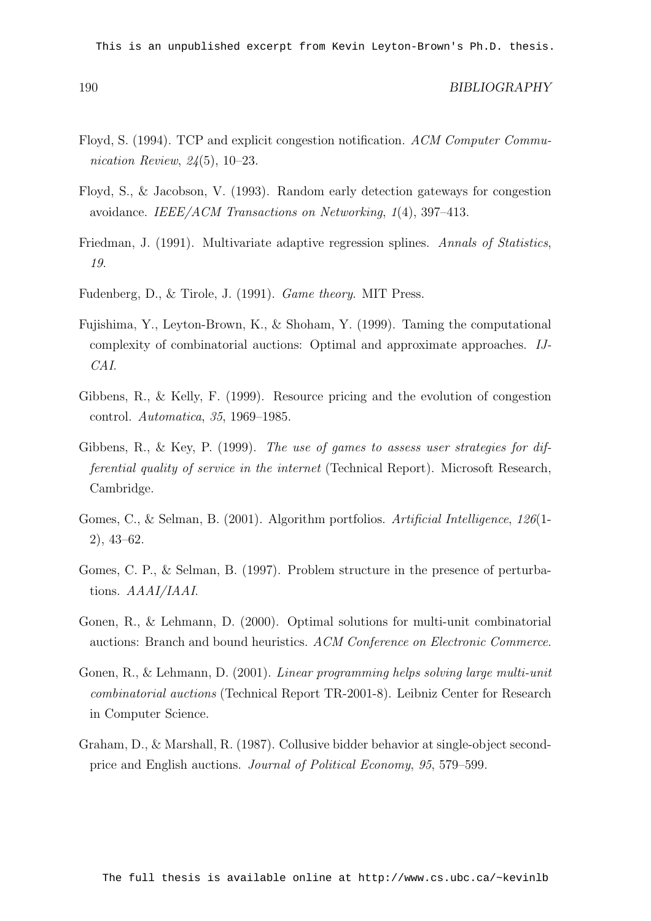Floyd, S. (1994). TCP and explicit congestion notification. *ACM Computer Communication Review*, *24*(5), 10–23.

Floyd, S., & Jacobson, V. (1993). Random early detection gateways for congestion avoidance. *IEEE/ACM Transactions on Networking*, *1*(4), 397–413.

Friedman, J. (1991). Multivariate adaptive regression splines. *Annals of Statistics*, *19*.

Fudenberg, D., & Tirole, J. (1991). *Game theory*. MIT Press.

Fujishima, Y., Leyton-Brown, K., & Shoham, Y. (1999). Taming the computational complexity of combinatorial auctions: Optimal and approximate approaches. *IJCAI*.

Gibbens, R., & Kelly, F. (1999). Resource pricing and the evolution of congestion control. *Automatica*, *35*, 1969–1985.

Gibbens, R., & Key, P. (1999). *The use of games to assess user strategies for differential quality of service in the internet* (Technical Report). Microsoft Research, Cambridge.

Gomes, C., & Selman, B. (2001). Algorithm portfolios. *Artificial Intelligence*, *126*(1-2), 43–62.

Gomes, C. P., & Selman, B. (1997). Problem structure in the presence of perturbations. *AAAI/IAAI*.

Gonen, R., & Lehmann, D. (2000). Optimal solutions for multi-unit combinatorial auctions: Branch and bound heuristics. *ACM Conference on Electronic Commerce*.

Gonen, R., & Lehmann, D. (2001). *Linear programming helps solving large multi-unit combinatorial auctions* (Technical Report TR-2001-8). Leibniz Center for Research in Computer Science.

Graham, D., & Marshall, R. (1987). Collusive bidder behavior at single-object second-price and English auctions. *Journal of Political Economy*, *95*, 579–599.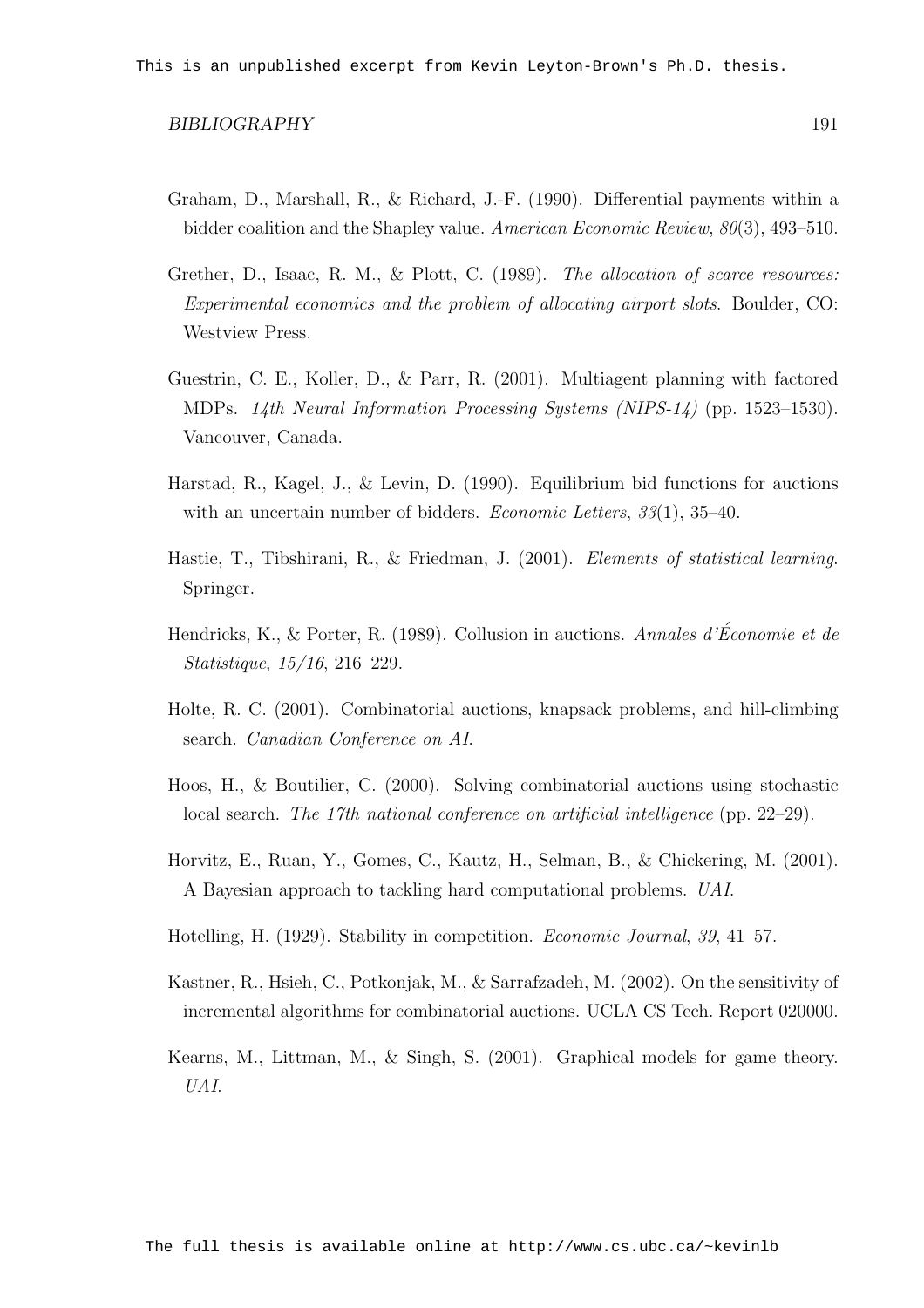Graham, D., Marshall, R., & Richard, J.-F. (1990). Differential payments within a bidder coalition and the Shapley value. *American Economic Review*, *80*(3), 493–510.

Grether, D., Isaac, R. M., & Plott, C. (1989). *The allocation of scarce resources: Experimental economics and the problem of allocating airport slots*. Boulder, CO: Westview Press.

Guestrin, C. E., Koller, D., & Parr, R. (2001). Multiagent planning with factored MDPs. *14th Neural Information Processing Systems (NIPS-14)* (pp. 1523–1530). Vancouver, Canada.

Harstad, R., Kagel, J., & Levin, D. (1990). Equilibrium bid functions for auctions with an uncertain number of bidders. *Economic Letters*, *33*(1), 35–40.

Hastie, T., Tibshirani, R., & Friedman, J. (2001). *Elements of statistical learning*. Springer.

Hendricks, K., & Porter, R. (1989). Collusion in auctions. *Annales d'Économie et de Statistique*, *15/16*, 216–229.

Holte, R. C. (2001). Combinatorial auctions, knapsack problems, and hill-climbing search. *Canadian Conference on AI*.

Hoos, H., & Boutilier, C. (2000). Solving combinatorial auctions using stochastic local search. *The 17th national conference on artificial intelligence* (pp. 22–29).

Horvitz, E., Ruan, Y., Gomes, C., Kautz, H., Selman, B., & Chickering, M. (2001). A Bayesian approach to tackling hard computational problems. *UAI*.

Hotelling, H. (1929). Stability in competition. *Economic Journal*, *39*, 41–57.

Kastner, R., Hsieh, C., Potkonjak, M., & Sarrafzadeh, M. (2002). On the sensitivity of incremental algorithms for combinatorial auctions. UCLA CS Tech. Report 020000.

Kearns, M., Littman, M., & Singh, S. (2001). Graphical models for game theory. *UAI*.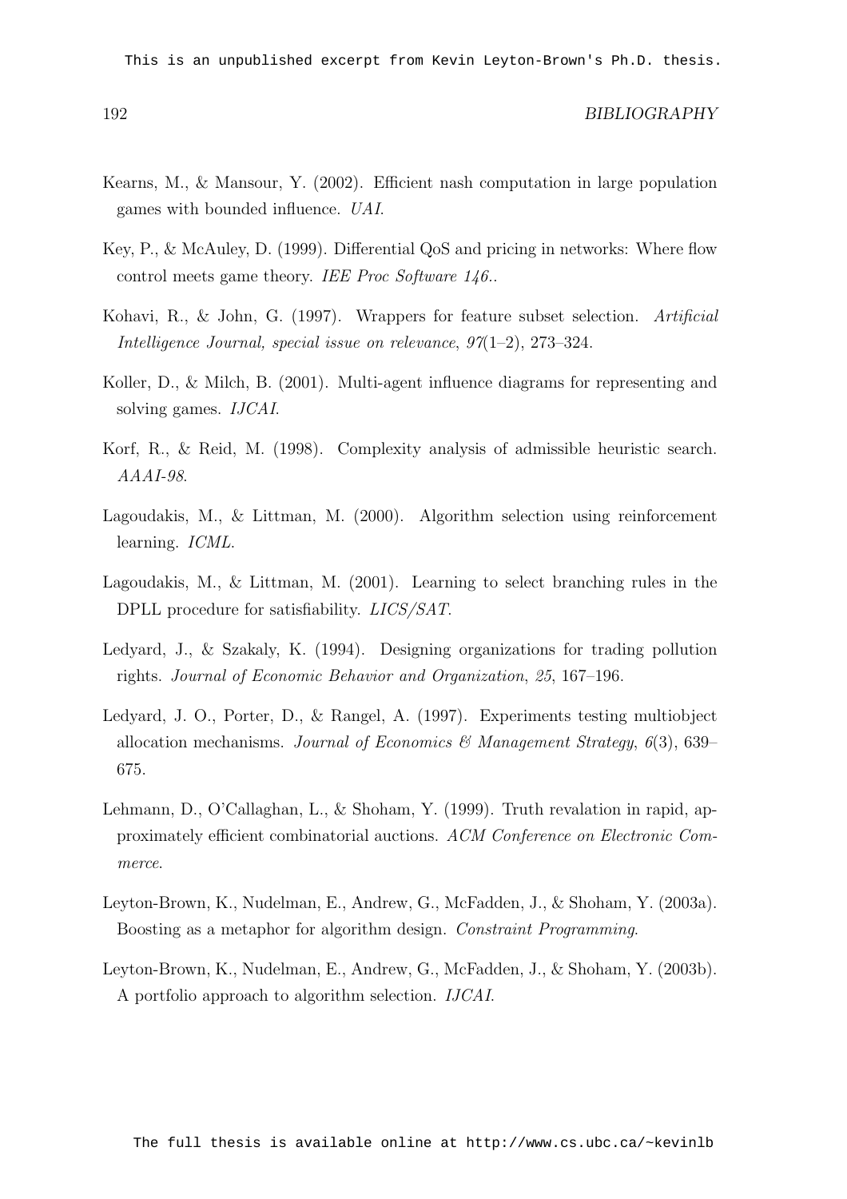Kearns, M., & Mansour, Y. (2002). Efficient nash computation in large population games with bounded influence. *UAI*.

Key, P., & McAuley, D. (1999). Differential QoS and pricing in networks: Where flow control meets game theory. *IEE Proc Software 146.*.

Kohavi, R., & John, G. (1997). Wrappers for feature subset selection. *Artificial Intelligence Journal, special issue on relevance*, *97*(1–2), 273–324.

Koller, D., & Milch, B. (2001). Multi-agent influence diagrams for representing and solving games. *IJCAI*.

Korf, R., & Reid, M. (1998). Complexity analysis of admissible heuristic search. *AAAI-98*.

Lagoudakis, M., & Littman, M. (2000). Algorithm selection using reinforcement learning. *ICML*.

Lagoudakis, M., & Littman, M. (2001). Learning to select branching rules in the DPLL procedure for satisfiability. *LICS/SAT*.

Ledyard, J., & Szakaly, K. (1994). Designing organizations for trading pollution rights. *Journal of Economic Behavior and Organization*, *25*, 167–196.

Ledyard, J. O., Porter, D., & Rangel, A. (1997). Experiments testing multiobject allocation mechanisms. *Journal of Economics & Management Strategy*, *6*(3), 639–675.

Lehmann, D., O'Callaghan, L., & Shoham, Y. (1999). Truth revalation in rapid, approximately efficient combinatorial auctions. *ACM Conference on Electronic Commerce*.

Leyton-Brown, K., Nudelman, E., Andrew, G., McFadden, J., & Shoham, Y. (2003a). Boosting as a metaphor for algorithm design. *Constraint Programming*.

Leyton-Brown, K., Nudelman, E., Andrew, G., McFadden, J., & Shoham, Y. (2003b). A portfolio approach to algorithm selection. *IJCAI*.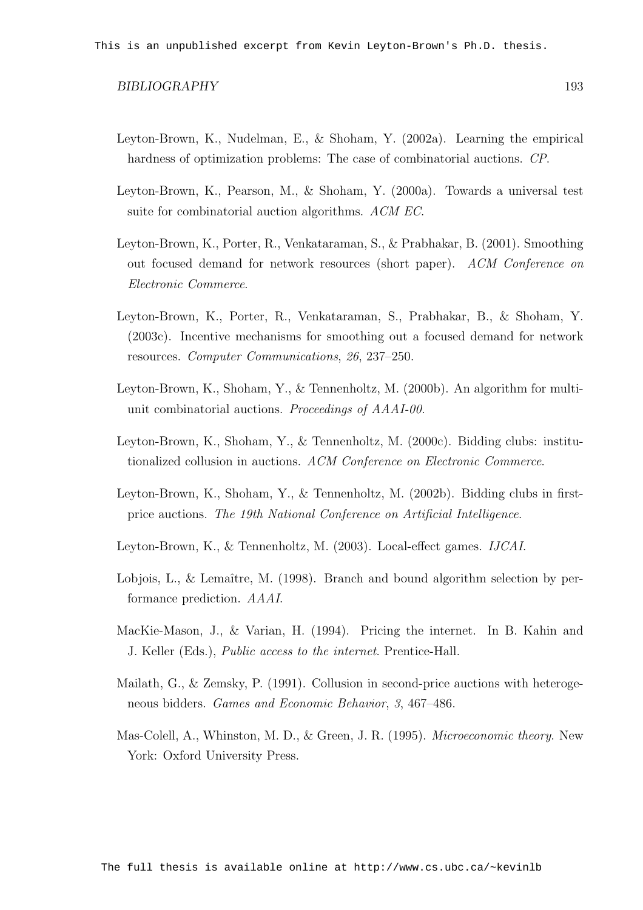Leyton-Brown, K., Nudelman, E., & Shoham, Y. (2002a). Learning the empirical hardness of optimization problems: The case of combinatorial auctions. *CP*.

Leyton-Brown, K., Pearson, M., & Shoham, Y. (2000a). Towards a universal test suite for combinatorial auction algorithms. *ACM EC*.

Leyton-Brown, K., Porter, R., Venkataraman, S., & Prabhakar, B. (2001). Smoothing out focused demand for network resources (short paper). *ACM Conference on Electronic Commerce*.

Leyton-Brown, K., Porter, R., Venkataraman, S., Prabhakar, B., & Shoham, Y. (2003c). Incentive mechanisms for smoothing out a focused demand for network resources. *Computer Communications*, *26*, 237–250.

Leyton-Brown, K., Shoham, Y., & Tennenholtz, M. (2000b). An algorithm for multi-unit combinatorial auctions. *Proceedings of AAAI-00*.

Leyton-Brown, K., Shoham, Y., & Tennenholtz, M. (2000c). Bidding clubs: institutionalized collusion in auctions. *ACM Conference on Electronic Commerce*.

Leyton-Brown, K., Shoham, Y., & Tennenholtz, M. (2002b). Bidding clubs in first-price auctions. *The 19th National Conference on Artificial Intelligence*.

Leyton-Brown, K., & Tennenholtz, M. (2003). Local-effect games. *IJCAI*.

Lobjois, L., & Lemaître, M. (1998). Branch and bound algorithm selection by performance prediction. *AAAI*.

MacKie-Mason, J., & Varian, H. (1994). Pricing the internet. In B. Kahin and J. Keller (Eds.), *Public access to the internet*. Prentice-Hall.

Mailath, G., & Zemsky, P. (1991). Collusion in second-price auctions with heterogeneous bidders. *Games and Economic Behavior*, *3*, 467–486.

Mas-Colell, A., Whinston, M. D., & Green, J. R. (1995). *Microeconomic theory*. New York: Oxford University Press.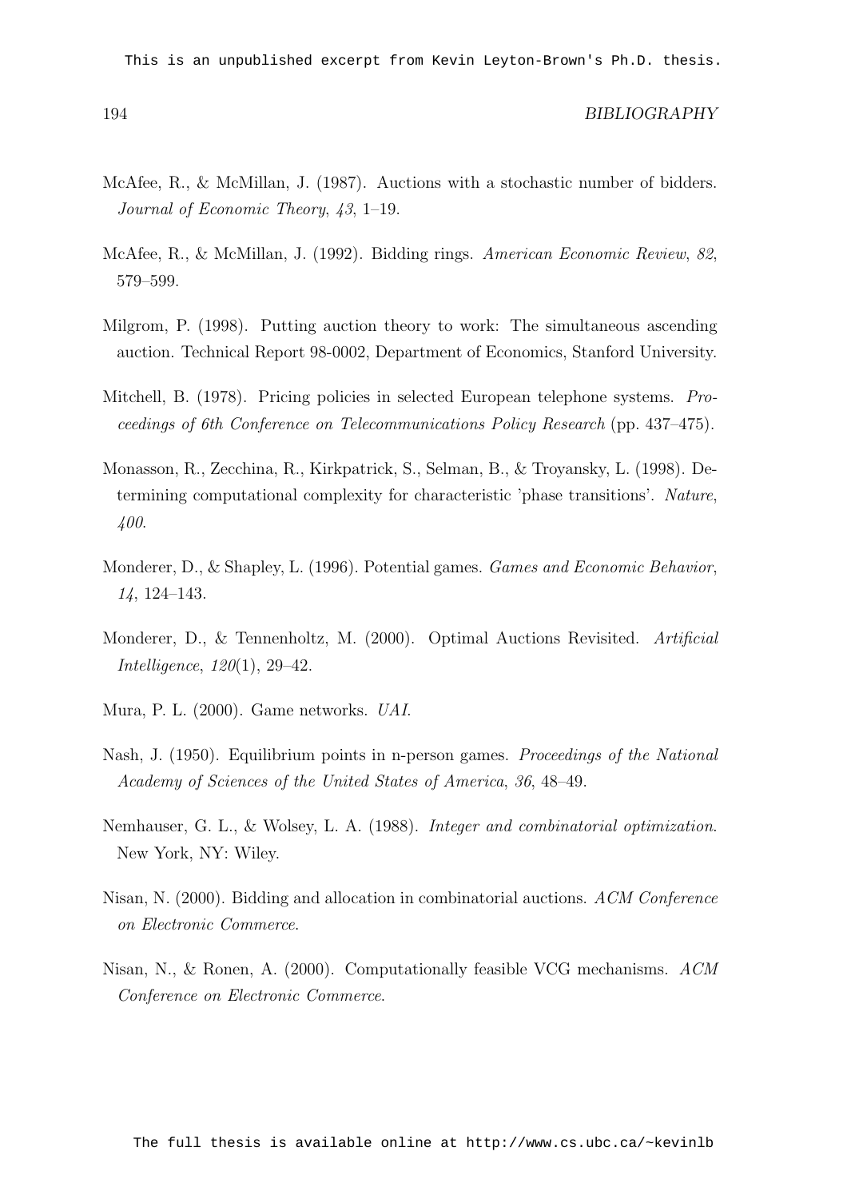McAfee, R., & McMillan, J. (1987). Auctions with a stochastic number of bidders. *Journal of Economic Theory*, *43*, 1–19.

McAfee, R., & McMillan, J. (1992). Bidding rings. *American Economic Review*, *82*, 579–599.

Milgrom, P. (1998). Putting auction theory to work: The simultaneous ascending auction. Technical Report 98-0002, Department of Economics, Stanford University.

Mitchell, B. (1978). Pricing policies in selected European telephone systems. *Proceedings of 6th Conference on Telecommunications Policy Research* (pp. 437–475).

Monasson, R., Zecchina, R., Kirkpatrick, S., Selman, B., & Troyansky, L. (1998). Determining computational complexity for characteristic 'phase transitions'. *Nature*, *400*.

Monderer, D., & Shapley, L. (1996). Potential games. *Games and Economic Behavior*, *14*, 124–143.

Monderer, D., & Tennenholtz, M. (2000). Optimal Auctions Revisited. *Artificial Intelligence*, *120*(1), 29–42.

Mura, P. L. (2000). Game networks. *UAI*.

Nash, J. (1950). Equilibrium points in n-person games. *Proceedings of the National Academy of Sciences of the United States of America*, *36*, 48–49.

Nemhauser, G. L., & Wolsey, L. A. (1988). *Integer and combinatorial optimization*. New York, NY: Wiley.

Nisan, N. (2000). Bidding and allocation in combinatorial auctions. *ACM Conference on Electronic Commerce*.

Nisan, N., & Ronen, A. (2000). Computationally feasible VCG mechanisms. *ACM Conference on Electronic Commerce*.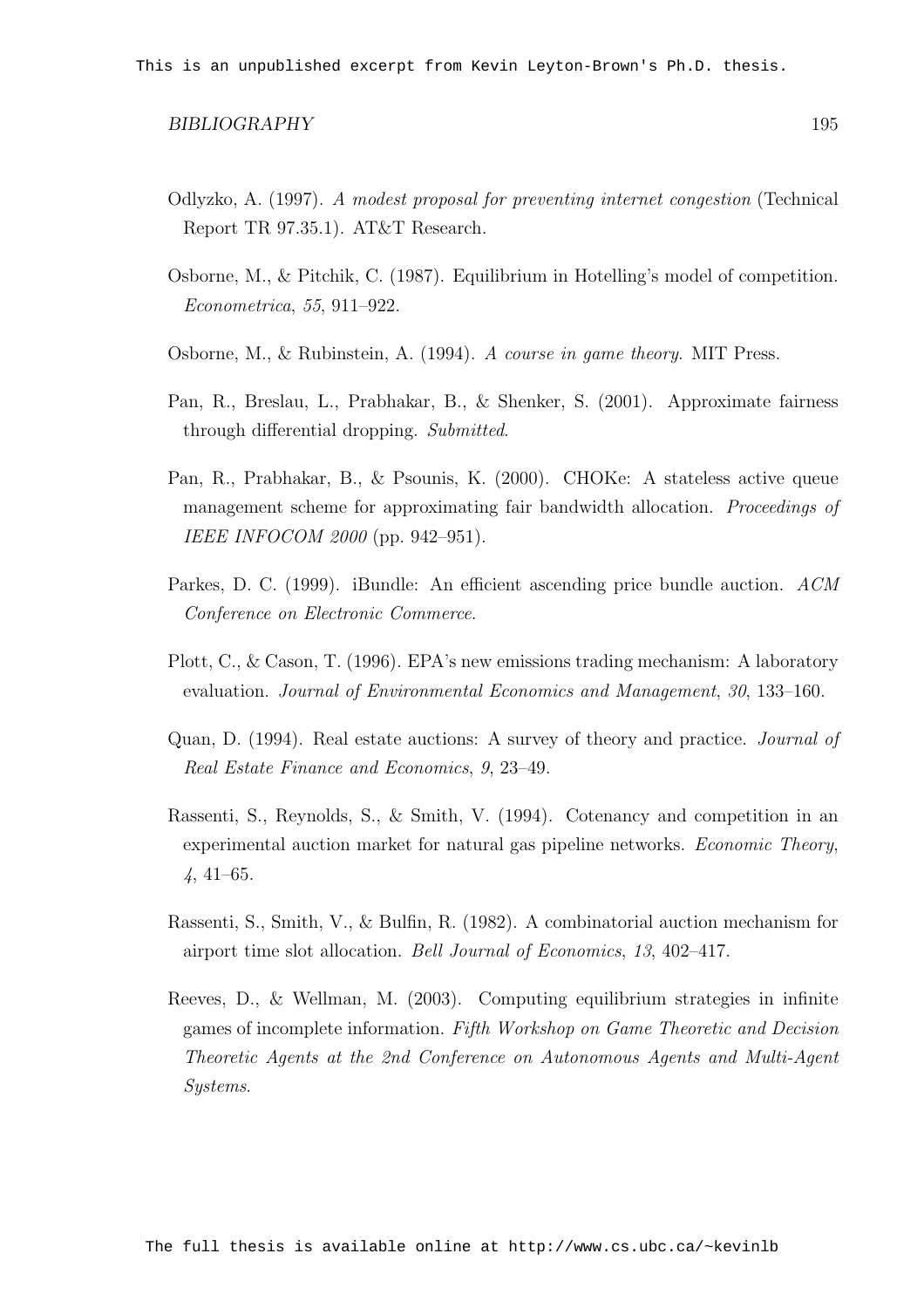Odlyzko, A. (1997). *A modest proposal for preventing internet congestion* (Technical Report TR 97.35.1). AT&T Research.

Osborne, M., & Pitchik, C. (1987). Equilibrium in Hotelling's model of competition. *Econometrica*, *55*, 911–922.

Osborne, M., & Rubinstein, A. (1994). *A course in game theory*. MIT Press.

Pan, R., Breslau, L., Prabhakar, B., & Shenker, S. (2001). Approximate fairness through differential dropping. *Submitted*.

Pan, R., Prabhakar, B., & Psounis, K. (2000). CHOKe: A stateless active queue management scheme for approximating fair bandwidth allocation. *Proceedings of IEEE INFOCOM 2000* (pp. 942–951).

Parkes, D. C. (1999). iBundle: An efficient ascending price bundle auction. *ACM Conference on Electronic Commerce*.

Plott, C., & Cason, T. (1996). EPA's new emissions trading mechanism: A laboratory evaluation. *Journal of Environmental Economics and Management*, *30*, 133–160.

Quan, D. (1994). Real estate auctions: A survey of theory and practice. *Journal of Real Estate Finance and Economics*, *9*, 23–49.

Rassenti, S., Reynolds, S., & Smith, V. (1994). Cotenancy and competition in an experimental auction market for natural gas pipeline networks. *Economic Theory*, *4*, 41–65.

Rassenti, S., Smith, V., & Bulfin, R. (1982). A combinatorial auction mechanism for airport time slot allocation. *Bell Journal of Economics*, *13*, 402–417.

Reeves, D., & Wellman, M. (2003). Computing equilibrium strategies in infinite games of incomplete information. *Fifth Workshop on Game Theoretic and Decision Theoretic Agents at the 2nd Conference on Autonomous Agents and Multi-Agent Systems*.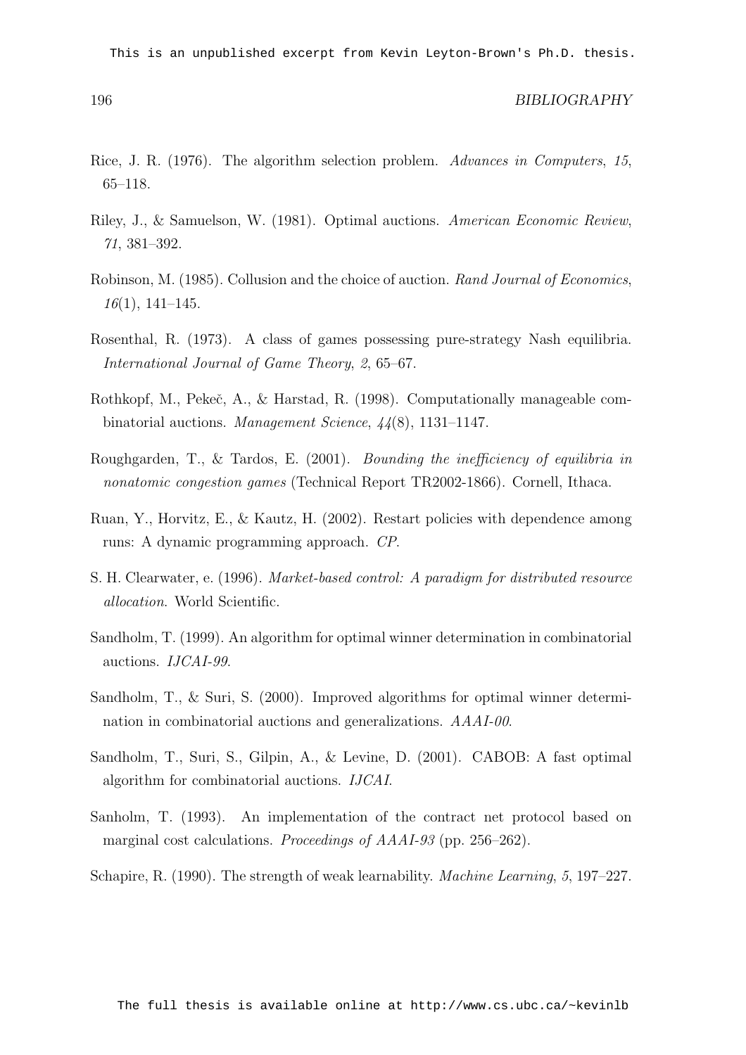Rice, J. R. (1976). The algorithm selection problem. *Advances in Computers*, *15*, 65–118.

Riley, J., & Samuelson, W. (1981). Optimal auctions. *American Economic Review*, *71*, 381–392.

Robinson, M. (1985). Collusion and the choice of auction. *Rand Journal of Economics*, *16*(1), 141–145.

Rosenthal, R. (1973). A class of games possessing pure-strategy Nash equilibria. *International Journal of Game Theory*, *2*, 65–67.

Rothkopf, M., Pekeč, A., & Harstad, R. (1998). Computationally manageable combinatorial auctions. *Management Science*, *44*(8), 1131–1147.

Roughgarden, T., & Tardos, E. (2001). *Bounding the inefficiency of equilibria in nonatomic congestion games* (Technical Report TR2002-1866). Cornell, Ithaca.

Ruan, Y., Horvitz, E., & Kautz, H. (2002). Restart policies with dependence among runs: A dynamic programming approach. *CP*.

S. H. Clearwater, e. (1996). *Market-based control: A paradigm for distributed resource allocation*. World Scientific.

Sandholm, T. (1999). An algorithm for optimal winner determination in combinatorial auctions. *IJCAI-99*.

Sandholm, T., & Suri, S. (2000). Improved algorithms for optimal winner determination in combinatorial auctions and generalizations. *AAAI-00*.

Sandholm, T., Suri, S., Gilpin, A., & Levine, D. (2001). CABOB: A fast optimal algorithm for combinatorial auctions. *IJCAI*.

Sanholm, T. (1993). An implementation of the contract net protocol based on marginal cost calculations. *Proceedings of AAAI-93* (pp. 256–262).

Schapire, R. (1990). The strength of weak learnability. *Machine Learning*, *5*, 197–227.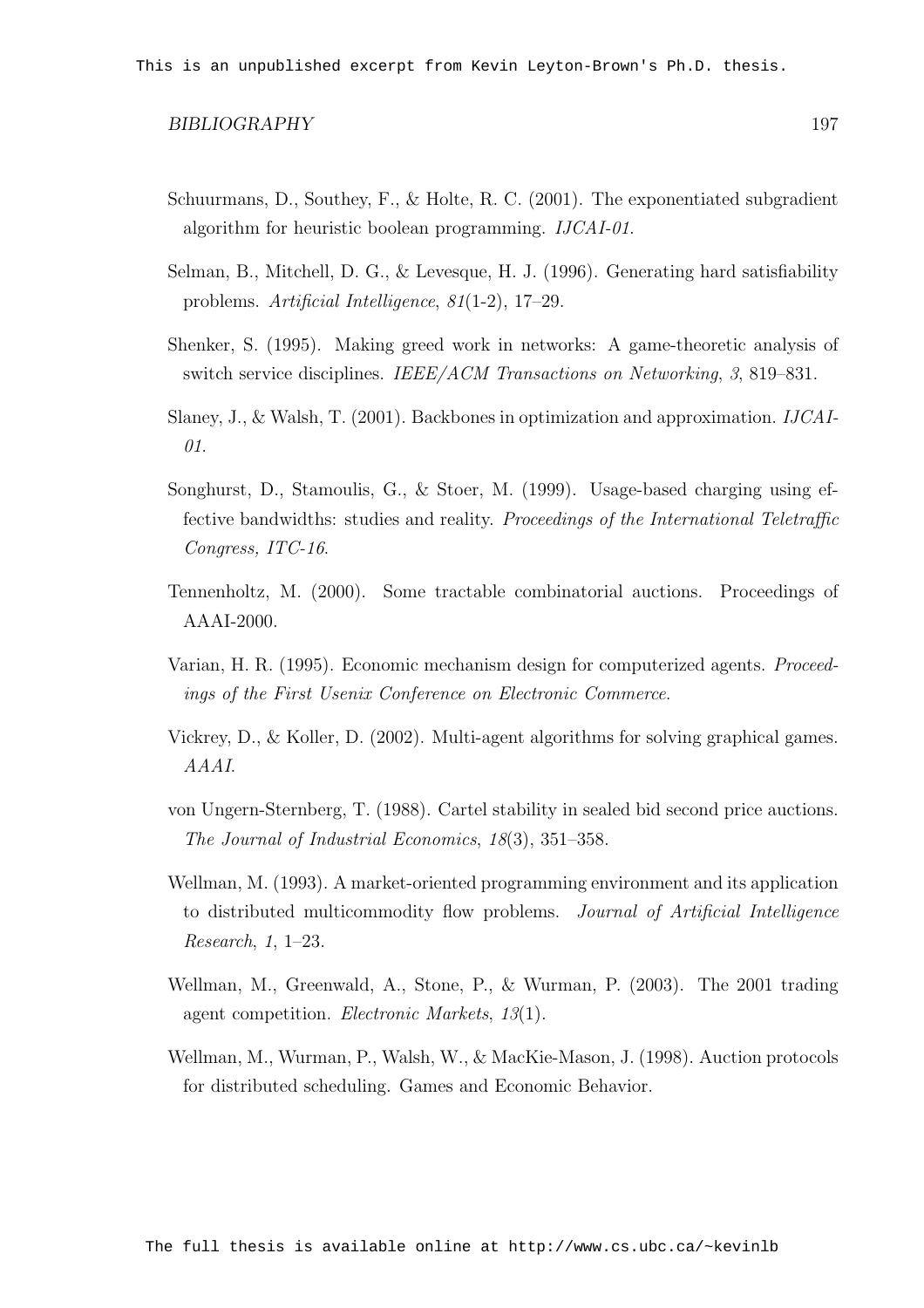Schuurmans, D., Southey, F., & Holte, R. C. (2001). The exponentiated subgradient algorithm for heuristic boolean programming. *IJCAI-01*.

Selman, B., Mitchell, D. G., & Levesque, H. J. (1996). Generating hard satisfiability problems. *Artificial Intelligence*, *81*(1-2), 17–29.

Shenker, S. (1995). Making greed work in networks: A game-theoretic analysis of switch service disciplines. *IEEE/ACM Transactions on Networking*, *3*, 819–831.

Slaney, J., & Walsh, T. (2001). Backbones in optimization and approximation. *IJCAI-01*.

Songhurst, D., Stamoulis, G., & Stoer, M. (1999). Usage-based charging using effective bandwidths: studies and reality. *Proceedings of the International Teletraffic Congress, ITC-16*.

Tennenholtz, M. (2000). Some tractable combinatorial auctions. Proceedings of AAAI-2000.

Varian, H. R. (1995). Economic mechanism design for computerized agents. *Proceedings of the First Usenix Conference on Electronic Commerce*.

Vickrey, D., & Koller, D. (2002). Multi-agent algorithms for solving graphical games. *AAAI*.

von Ungern-Sternberg, T. (1988). Cartel stability in sealed bid second price auctions. *The Journal of Industrial Economics*, *18*(3), 351–358.

Wellman, M. (1993). A market-oriented programming environment and its application to distributed multicommodity flow problems. *Journal of Artificial Intelligence Research*, *1*, 1–23.

Wellman, M., Greenwald, A., Stone, P., & Wurman, P. (2003). The 2001 trading agent competition. *Electronic Markets*, *13*(1).

Wellman, M., Wurman, P., Walsh, W., & MacKie-Mason, J. (1998). Auction protocols for distributed scheduling. Games and Economic Behavior.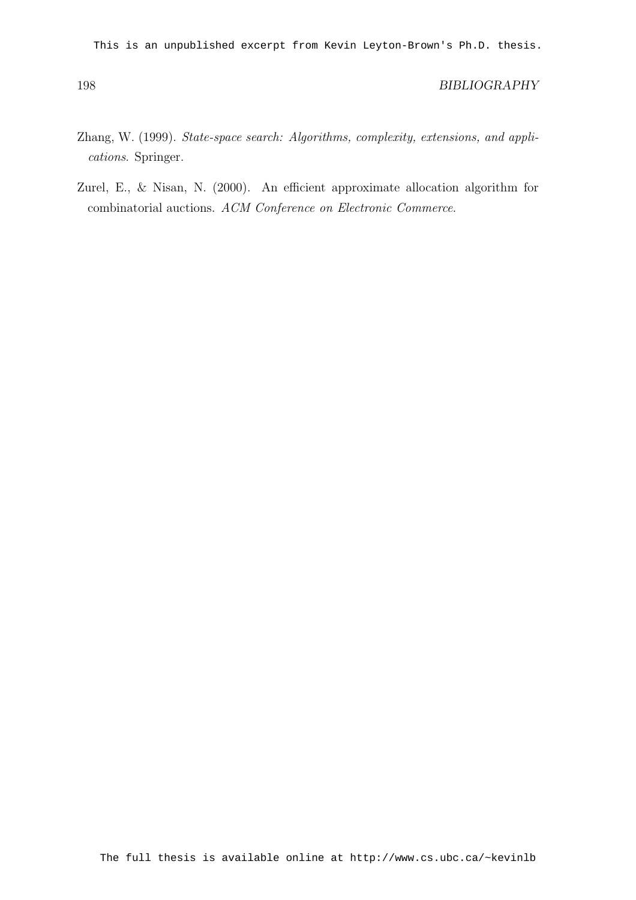Zhang, W. (1999). *State-space search: Algorithms, complexity, extensions, and applications*. Springer.

Zurel, E., & Nisan, N. (2000). An efficient approximate allocation algorithm for combinatorial auctions. *ACM Conference on Electronic Commerce*.